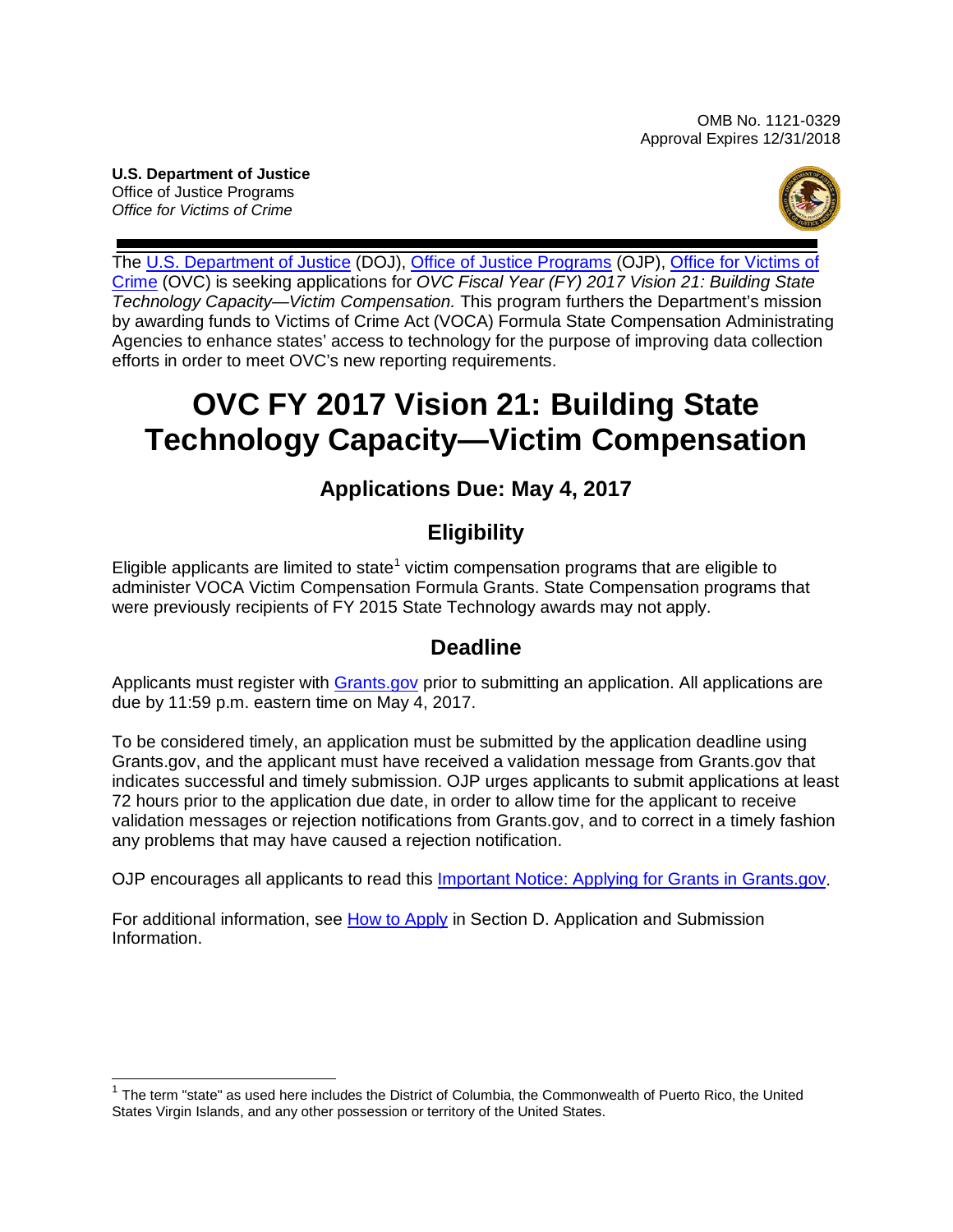OMB No. 1121-0329
Approval Expires 12/31/2018

**U.S. Department of Justice**
Office of Justice Programs
*Office for Victims of Crime*

The U.S. Department of Justice (DOJ), Office of Justice Programs (OJP), Office for Victims of Crime (OVC) is seeking applications for *OVC Fiscal Year (FY) 2017 Vision 21: Building State Technology Capacity—Victim Compensation.* This program furthers the Department's mission by awarding funds to Victims of Crime Act (VOCA) Formula State Compensation Administrating Agencies to enhance states' access to technology for the purpose of improving data collection efforts in order to meet OVC's new reporting requirements.

# OVC FY 2017 Vision 21: Building State Technology Capacity—Victim Compensation

## Applications Due: May 4, 2017

## Eligibility

Eligible applicants are limited to state[1] victim compensation programs that are eligible to administer VOCA Victim Compensation Formula Grants. State Compensation programs that were previously recipients of FY 2015 State Technology awards may not apply.

## Deadline

Applicants must register with Grants.gov prior to submitting an application. All applications are due by 11:59 p.m. eastern time on May 4, 2017.

To be considered timely, an application must be submitted by the application deadline using Grants.gov, and the applicant must have received a validation message from Grants.gov that indicates successful and timely submission. OJP urges applicants to submit applications at least 72 hours prior to the application due date, in order to allow time for the applicant to receive validation messages or rejection notifications from Grants.gov, and to correct in a timely fashion any problems that may have caused a rejection notification.

OJP encourages all applicants to read this Important Notice: Applying for Grants in Grants.gov.

For additional information, see How to Apply in Section D. Application and Submission Information.

[1] The term "state" as used here includes the District of Columbia, the Commonwealth of Puerto Rico, the United States Virgin Islands, and any other possession or territory of the United States.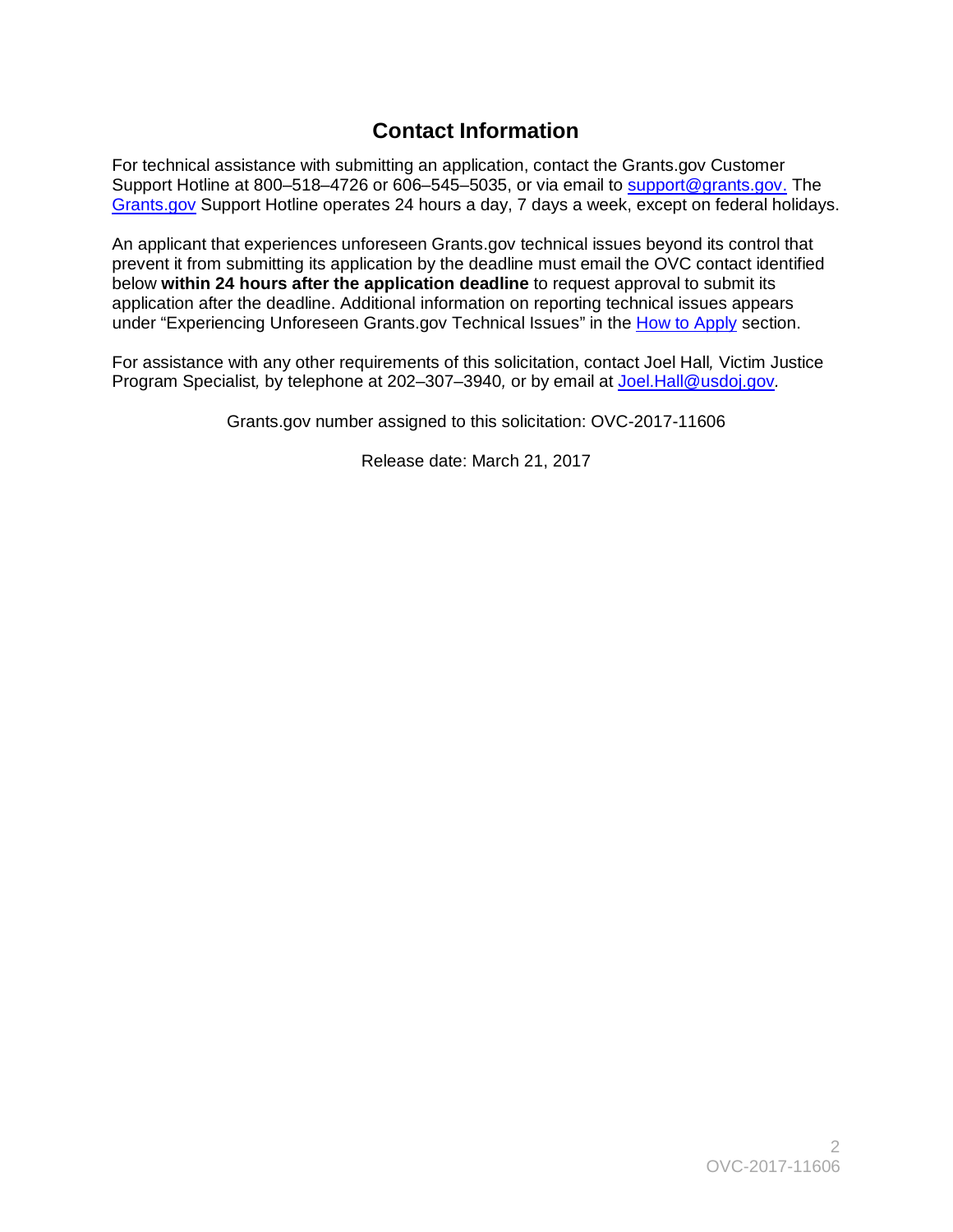## Contact Information

For technical assistance with submitting an application, contact the Grants.gov Customer Support Hotline at 800–518–4726 or 606–545–5035, or via email to support@grants.gov. The Grants.gov Support Hotline operates 24 hours a day, 7 days a week, except on federal holidays.

An applicant that experiences unforeseen Grants.gov technical issues beyond its control that prevent it from submitting its application by the deadline must email the OVC contact identified below **within 24 hours after the application deadline** to request approval to submit its application after the deadline. Additional information on reporting technical issues appears under "Experiencing Unforeseen Grants.gov Technical Issues" in the How to Apply section.

For assistance with any other requirements of this solicitation, contact Joel Hall*,* Victim Justice Program Specialist*,* by telephone at 202–307–3940*,* or by email at Joel.Hall@usdoj.gov.

Grants.gov number assigned to this solicitation: OVC-2017-11606

Release date: March 21, 2017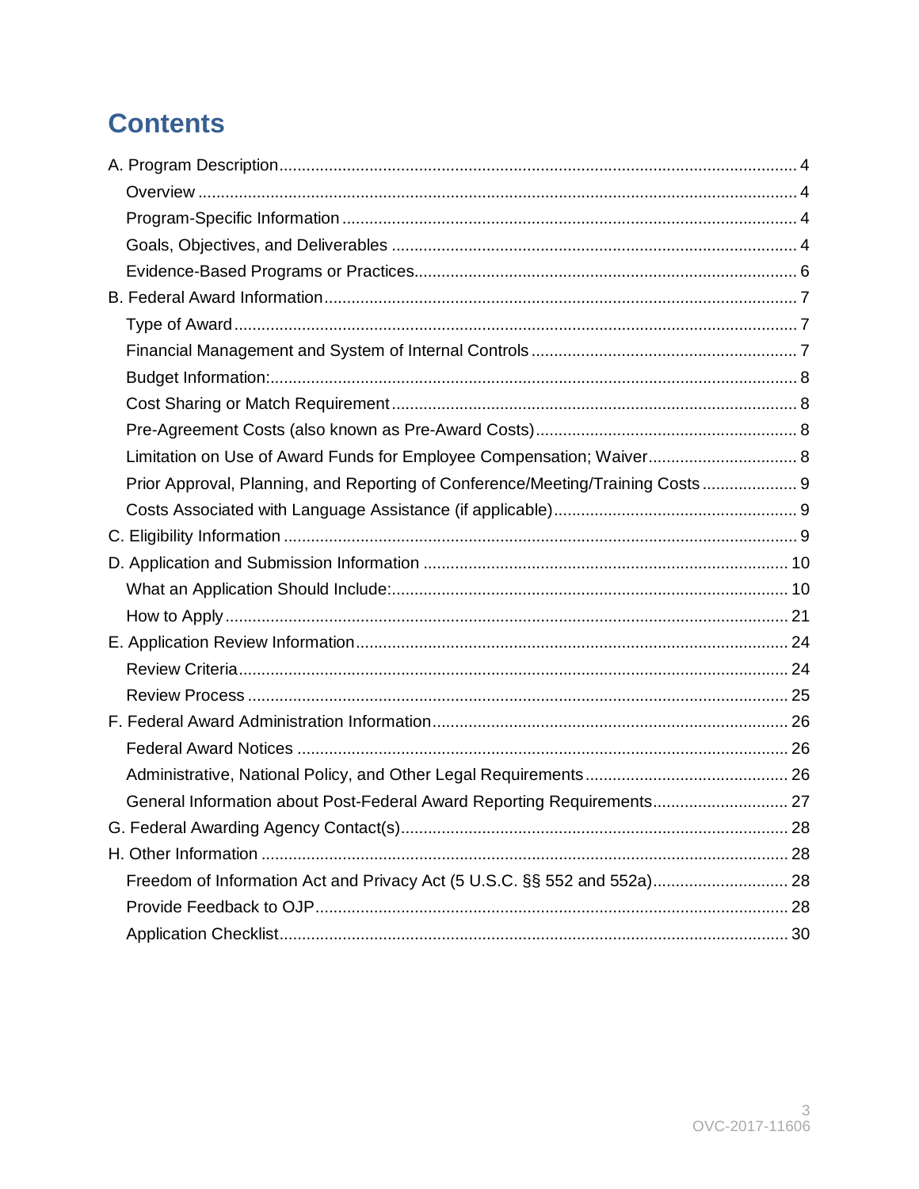# Contents

- A. Program Description ... 4
  - Overview ... 4
  - Program-Specific Information ... 4
  - Goals, Objectives, and Deliverables ... 4
  - Evidence-Based Programs or Practices ... 6
- B. Federal Award Information ... 7
  - Type of Award ... 7
  - Financial Management and System of Internal Controls ... 7
  - Budget Information: ... 8
  - Cost Sharing or Match Requirement ... 8
  - Pre-Agreement Costs (also known as Pre-Award Costs) ... 8
  - Limitation on Use of Award Funds for Employee Compensation; Waiver ... 8
  - Prior Approval, Planning, and Reporting of Conference/Meeting/Training Costs ... 9
  - Costs Associated with Language Assistance (if applicable) ... 9
- C. Eligibility Information ... 9
- D. Application and Submission Information ... 10
  - What an Application Should Include: ... 10
  - How to Apply ... 21
- E. Application Review Information ... 24
  - Review Criteria ... 24
  - Review Process ... 25
- F. Federal Award Administration Information ... 26
  - Federal Award Notices ... 26
  - Administrative, National Policy, and Other Legal Requirements ... 26
  - General Information about Post-Federal Award Reporting Requirements ... 27
- G. Federal Awarding Agency Contact(s) ... 28
- H. Other Information ... 28
  - Freedom of Information Act and Privacy Act (5 U.S.C. §§ 552 and 552a) ... 28
  - Provide Feedback to OJP ... 28
  - Application Checklist ... 30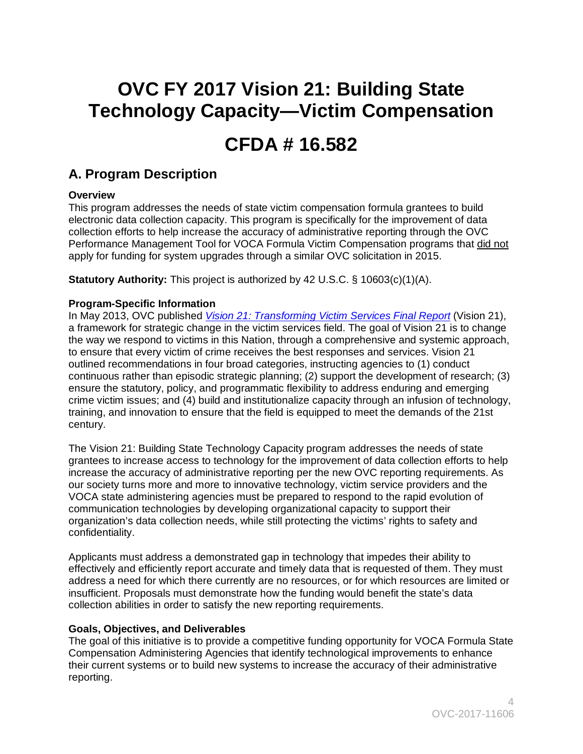# OVC FY 2017 Vision 21: Building State Technology Capacity—Victim Compensation

# CFDA # 16.582

## A. Program Description

**Overview**

This program addresses the needs of state victim compensation formula grantees to build electronic data collection capacity. This program is specifically for the improvement of data collection efforts to help increase the accuracy of administrative reporting through the OVC Performance Management Tool for VOCA Formula Victim Compensation programs that did not apply for funding for system upgrades through a similar OVC solicitation in 2015.

**Statutory Authority:** This project is authorized by 42 U.S.C. § 10603(c)(1)(A).

**Program-Specific Information**

In May 2013, OVC published *Vision 21: Transforming Victim Services Final Report* (Vision 21), a framework for strategic change in the victim services field. The goal of Vision 21 is to change the way we respond to victims in this Nation, through a comprehensive and systemic approach, to ensure that every victim of crime receives the best responses and services. Vision 21 outlined recommendations in four broad categories, instructing agencies to (1) conduct continuous rather than episodic strategic planning; (2) support the development of research; (3) ensure the statutory, policy, and programmatic flexibility to address enduring and emerging crime victim issues; and (4) build and institutionalize capacity through an infusion of technology, training, and innovation to ensure that the field is equipped to meet the demands of the 21st century.

The Vision 21: Building State Technology Capacity program addresses the needs of state grantees to increase access to technology for the improvement of data collection efforts to help increase the accuracy of administrative reporting per the new OVC reporting requirements. As our society turns more and more to innovative technology, victim service providers and the VOCA state administering agencies must be prepared to respond to the rapid evolution of communication technologies by developing organizational capacity to support their organization's data collection needs, while still protecting the victims' rights to safety and confidentiality.

Applicants must address a demonstrated gap in technology that impedes their ability to effectively and efficiently report accurate and timely data that is requested of them. They must address a need for which there currently are no resources, or for which resources are limited or insufficient. Proposals must demonstrate how the funding would benefit the state's data collection abilities in order to satisfy the new reporting requirements.

**Goals, Objectives, and Deliverables**

The goal of this initiative is to provide a competitive funding opportunity for VOCA Formula State Compensation Administering Agencies that identify technological improvements to enhance their current systems or to build new systems to increase the accuracy of their administrative reporting.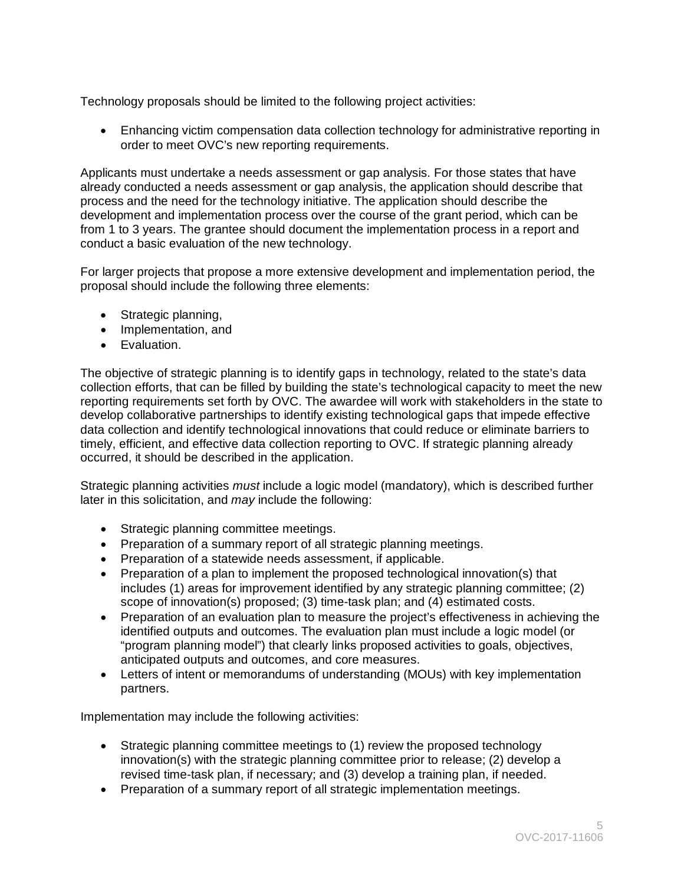Technology proposals should be limited to the following project activities:

- Enhancing victim compensation data collection technology for administrative reporting in order to meet OVC's new reporting requirements.

Applicants must undertake a needs assessment or gap analysis. For those states that have already conducted a needs assessment or gap analysis, the application should describe that process and the need for the technology initiative. The application should describe the development and implementation process over the course of the grant period, which can be from 1 to 3 years. The grantee should document the implementation process in a report and conduct a basic evaluation of the new technology.

For larger projects that propose a more extensive development and implementation period, the proposal should include the following three elements:

- Strategic planning,
- Implementation, and
- Evaluation.

The objective of strategic planning is to identify gaps in technology, related to the state's data collection efforts, that can be filled by building the state's technological capacity to meet the new reporting requirements set forth by OVC. The awardee will work with stakeholders in the state to develop collaborative partnerships to identify existing technological gaps that impede effective data collection and identify technological innovations that could reduce or eliminate barriers to timely, efficient, and effective data collection reporting to OVC. If strategic planning already occurred, it should be described in the application.

Strategic planning activities *must* include a logic model (mandatory), which is described further later in this solicitation, and *may* include the following:

- Strategic planning committee meetings.
- Preparation of a summary report of all strategic planning meetings.
- Preparation of a statewide needs assessment, if applicable.
- Preparation of a plan to implement the proposed technological innovation(s) that includes (1) areas for improvement identified by any strategic planning committee; (2) scope of innovation(s) proposed; (3) time-task plan; and (4) estimated costs.
- Preparation of an evaluation plan to measure the project's effectiveness in achieving the identified outputs and outcomes. The evaluation plan must include a logic model (or "program planning model") that clearly links proposed activities to goals, objectives, anticipated outputs and outcomes, and core measures.
- Letters of intent or memorandums of understanding (MOUs) with key implementation partners.

Implementation may include the following activities:

- Strategic planning committee meetings to (1) review the proposed technology innovation(s) with the strategic planning committee prior to release; (2) develop a revised time-task plan, if necessary; and (3) develop a training plan, if needed.
- Preparation of a summary report of all strategic implementation meetings.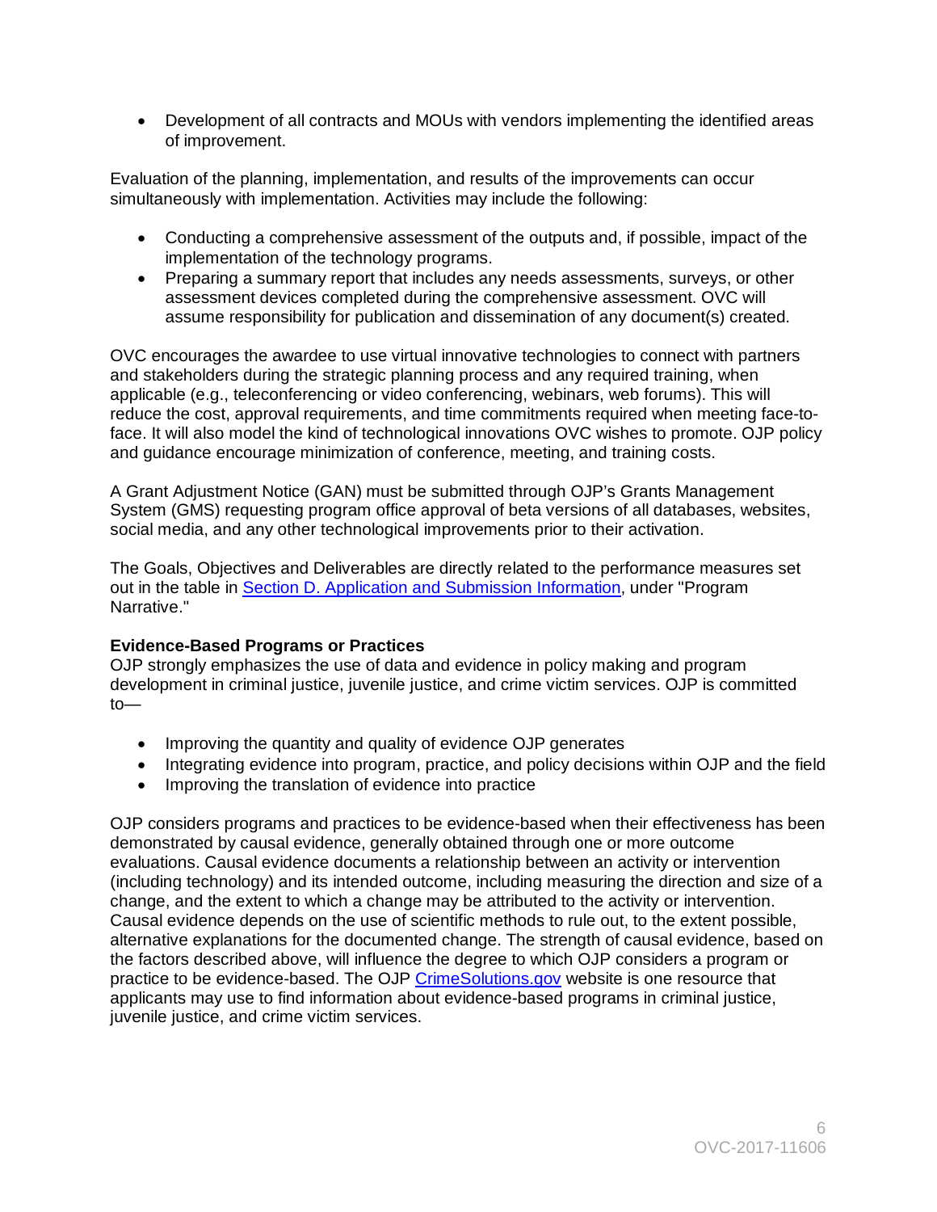- Development of all contracts and MOUs with vendors implementing the identified areas of improvement.

Evaluation of the planning, implementation, and results of the improvements can occur simultaneously with implementation. Activities may include the following:

- Conducting a comprehensive assessment of the outputs and, if possible, impact of the implementation of the technology programs.
- Preparing a summary report that includes any needs assessments, surveys, or other assessment devices completed during the comprehensive assessment. OVC will assume responsibility for publication and dissemination of any document(s) created.

OVC encourages the awardee to use virtual innovative technologies to connect with partners and stakeholders during the strategic planning process and any required training, when applicable (e.g., teleconferencing or video conferencing, webinars, web forums). This will reduce the cost, approval requirements, and time commitments required when meeting face-to-face. It will also model the kind of technological innovations OVC wishes to promote. OJP policy and guidance encourage minimization of conference, meeting, and training costs.

A Grant Adjustment Notice (GAN) must be submitted through OJP's Grants Management System (GMS) requesting program office approval of beta versions of all databases, websites, social media, and any other technological improvements prior to their activation.

The Goals, Objectives and Deliverables are directly related to the performance measures set out in the table in Section D. Application and Submission Information, under "Program Narrative."

**Evidence-Based Programs or Practices**

OJP strongly emphasizes the use of data and evidence in policy making and program development in criminal justice, juvenile justice, and crime victim services. OJP is committed to—

- Improving the quantity and quality of evidence OJP generates
- Integrating evidence into program, practice, and policy decisions within OJP and the field
- Improving the translation of evidence into practice

OJP considers programs and practices to be evidence-based when their effectiveness has been demonstrated by causal evidence, generally obtained through one or more outcome evaluations. Causal evidence documents a relationship between an activity or intervention (including technology) and its intended outcome, including measuring the direction and size of a change, and the extent to which a change may be attributed to the activity or intervention. Causal evidence depends on the use of scientific methods to rule out, to the extent possible, alternative explanations for the documented change. The strength of causal evidence, based on the factors described above, will influence the degree to which OJP considers a program or practice to be evidence-based. The OJP CrimeSolutions.gov website is one resource that applicants may use to find information about evidence-based programs in criminal justice, juvenile justice, and crime victim services.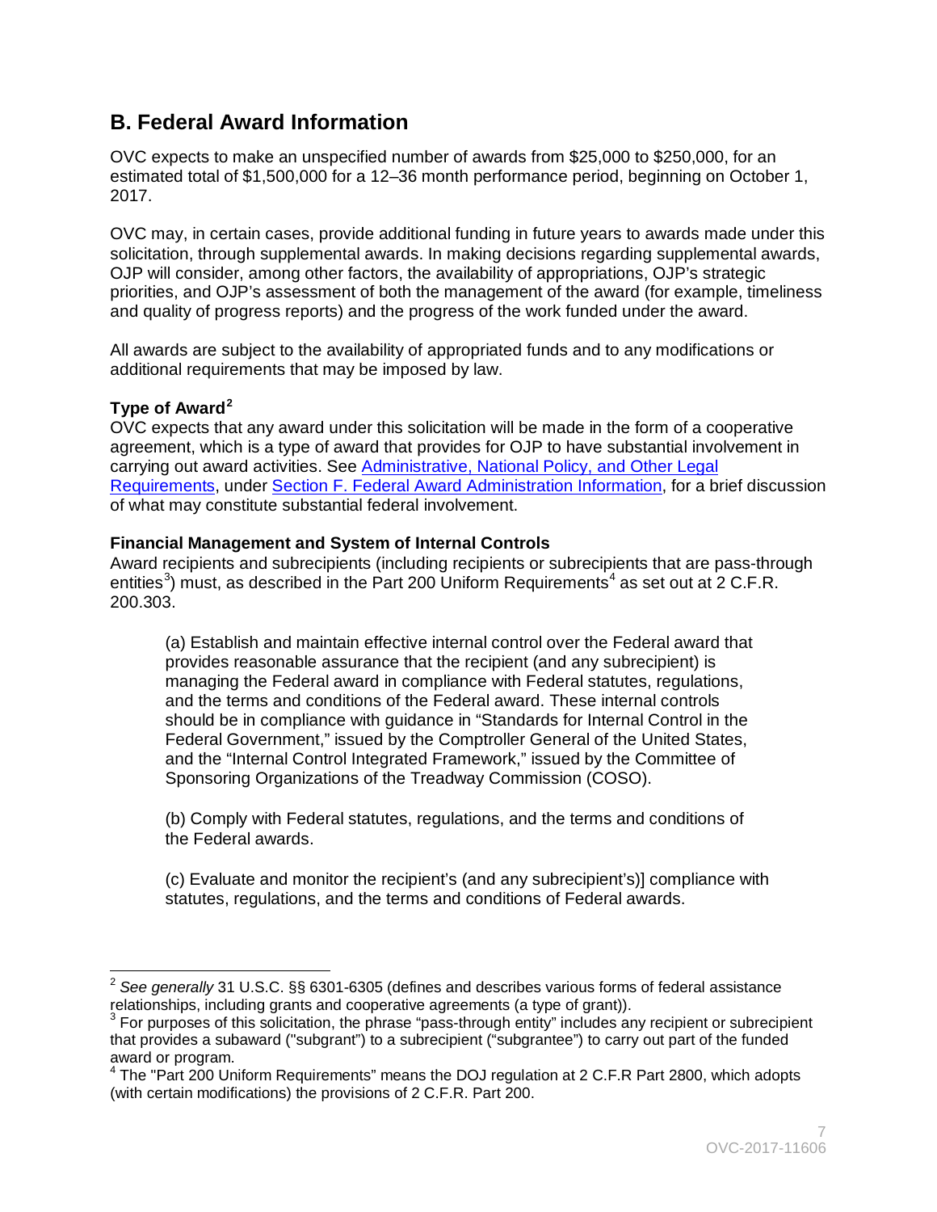## B. Federal Award Information

OVC expects to make an unspecified number of awards from $25,000 to $250,000, for an estimated total of $1,500,000 for a 12–36 month performance period, beginning on October 1, 2017.

OVC may, in certain cases, provide additional funding in future years to awards made under this solicitation, through supplemental awards. In making decisions regarding supplemental awards, OJP will consider, among other factors, the availability of appropriations, OJP's strategic priorities, and OJP's assessment of both the management of the award (for example, timeliness and quality of progress reports) and the progress of the work funded under the award.

All awards are subject to the availability of appropriated funds and to any modifications or additional requirements that may be imposed by law.

**Type of Award**[2]

OVC expects that any award under this solicitation will be made in the form of a cooperative agreement, which is a type of award that provides for OJP to have substantial involvement in carrying out award activities. See Administrative, National Policy, and Other Legal Requirements, under Section F. Federal Award Administration Information, for a brief discussion of what may constitute substantial federal involvement.

**Financial Management and System of Internal Controls**

Award recipients and subrecipients (including recipients or subrecipients that are pass-through entities[3]) must, as described in the Part 200 Uniform Requirements[4] as set out at 2 C.F.R. 200.303.

> (a) Establish and maintain effective internal control over the Federal award that provides reasonable assurance that the recipient (and any subrecipient) is managing the Federal award in compliance with Federal statutes, regulations, and the terms and conditions of the Federal award. These internal controls should be in compliance with guidance in "Standards for Internal Control in the Federal Government," issued by the Comptroller General of the United States, and the "Internal Control Integrated Framework," issued by the Committee of Sponsoring Organizations of the Treadway Commission (COSO).
>
> (b) Comply with Federal statutes, regulations, and the terms and conditions of the Federal awards.
>
> (c) Evaluate and monitor the recipient's (and any subrecipient's)] compliance with statutes, regulations, and the terms and conditions of Federal awards.

---

[2] *See generally* 31 U.S.C. §§ 6301-6305 (defines and describes various forms of federal assistance relationships, including grants and cooperative agreements (a type of grant)).

[3] For purposes of this solicitation, the phrase "pass-through entity" includes any recipient or subrecipient that provides a subaward ("subgrant") to a subrecipient ("subgrantee") to carry out part of the funded award or program.

[4] The "Part 200 Uniform Requirements" means the DOJ regulation at 2 C.F.R Part 2800, which adopts (with certain modifications) the provisions of 2 C.F.R. Part 200.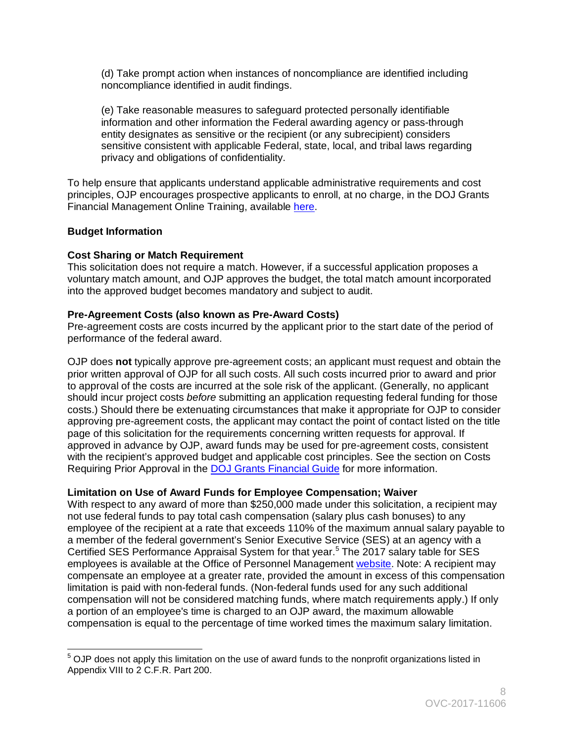(d) Take prompt action when instances of noncompliance are identified including noncompliance identified in audit findings.

(e) Take reasonable measures to safeguard protected personally identifiable information and other information the Federal awarding agency or pass-through entity designates as sensitive or the recipient (or any subrecipient) considers sensitive consistent with applicable Federal, state, local, and tribal laws regarding privacy and obligations of confidentiality.

To help ensure that applicants understand applicable administrative requirements and cost principles, OJP encourages prospective applicants to enroll, at no charge, in the DOJ Grants Financial Management Online Training, available here.

**Budget Information**

**Cost Sharing or Match Requirement**
This solicitation does not require a match. However, if a successful application proposes a voluntary match amount, and OJP approves the budget, the total match amount incorporated into the approved budget becomes mandatory and subject to audit.

**Pre-Agreement Costs (also known as Pre-Award Costs)**
Pre-agreement costs are costs incurred by the applicant prior to the start date of the period of performance of the federal award.

OJP does **not** typically approve pre-agreement costs; an applicant must request and obtain the prior written approval of OJP for all such costs. All such costs incurred prior to award and prior to approval of the costs are incurred at the sole risk of the applicant. (Generally, no applicant should incur project costs *before* submitting an application requesting federal funding for those costs.) Should there be extenuating circumstances that make it appropriate for OJP to consider approving pre-agreement costs, the applicant may contact the point of contact listed on the title page of this solicitation for the requirements concerning written requests for approval. If approved in advance by OJP, award funds may be used for pre-agreement costs, consistent with the recipient's approved budget and applicable cost principles. See the section on Costs Requiring Prior Approval in the DOJ Grants Financial Guide for more information.

**Limitation on Use of Award Funds for Employee Compensation; Waiver**
With respect to any award of more than $250,000 made under this solicitation, a recipient may not use federal funds to pay total cash compensation (salary plus cash bonuses) to any employee of the recipient at a rate that exceeds 110% of the maximum annual salary payable to a member of the federal government's Senior Executive Service (SES) at an agency with a Certified SES Performance Appraisal System for that year.[5] The 2017 salary table for SES employees is available at the Office of Personnel Management website. Note: A recipient may compensate an employee at a greater rate, provided the amount in excess of this compensation limitation is paid with non-federal funds. (Non-federal funds used for any such additional compensation will not be considered matching funds, where match requirements apply.) If only a portion of an employee's time is charged to an OJP award, the maximum allowable compensation is equal to the percentage of time worked times the maximum salary limitation.

---

[5] OJP does not apply this limitation on the use of award funds to the nonprofit organizations listed in Appendix VIII to 2 C.F.R. Part 200.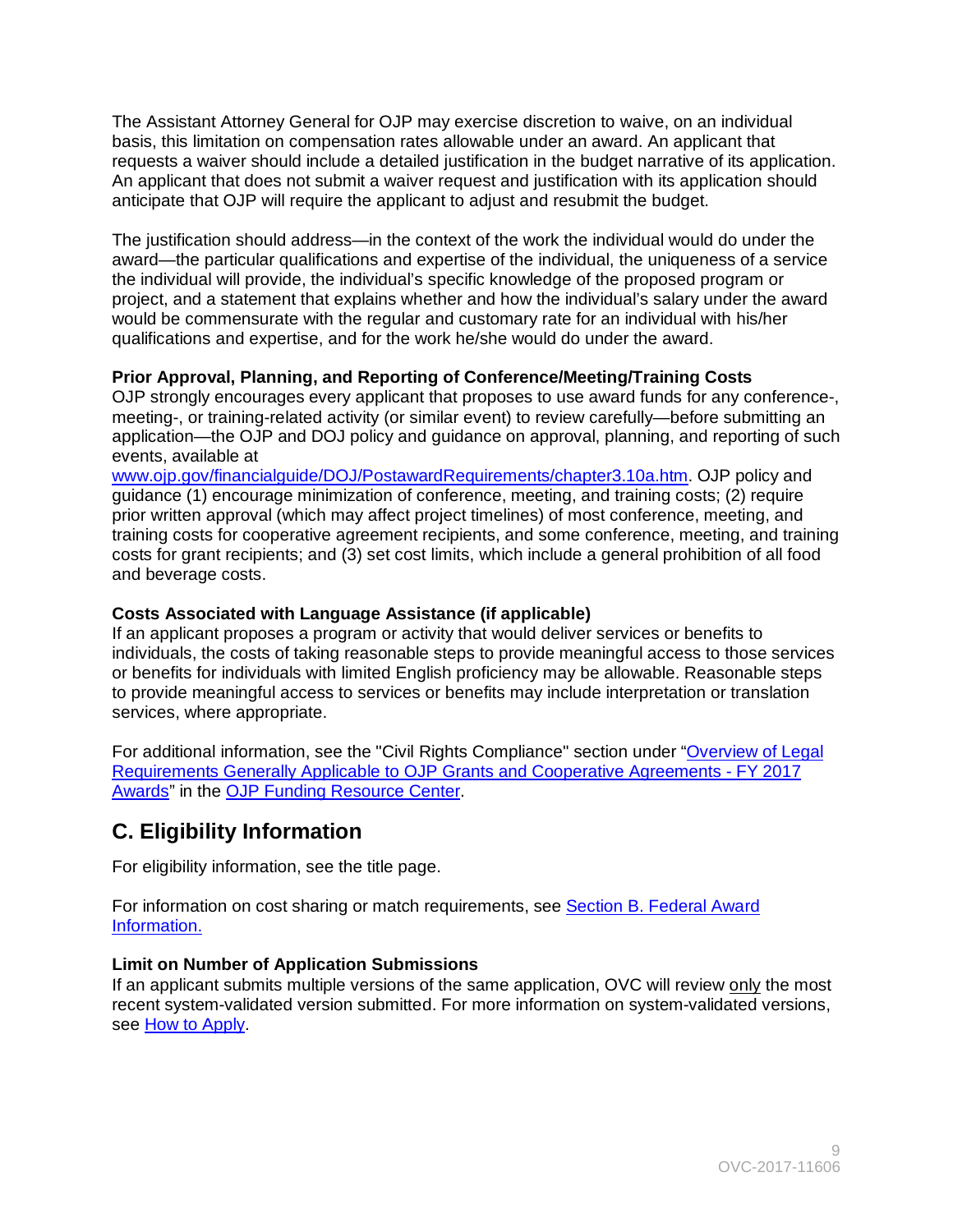The Assistant Attorney General for OJP may exercise discretion to waive, on an individual basis, this limitation on compensation rates allowable under an award. An applicant that requests a waiver should include a detailed justification in the budget narrative of its application. An applicant that does not submit a waiver request and justification with its application should anticipate that OJP will require the applicant to adjust and resubmit the budget.

The justification should address—in the context of the work the individual would do under the award—the particular qualifications and expertise of the individual, the uniqueness of a service the individual will provide, the individual's specific knowledge of the proposed program or project, and a statement that explains whether and how the individual's salary under the award would be commensurate with the regular and customary rate for an individual with his/her qualifications and expertise, and for the work he/she would do under the award.

**Prior Approval, Planning, and Reporting of Conference/Meeting/Training Costs**
OJP strongly encourages every applicant that proposes to use award funds for any conference-, meeting-, or training-related activity (or similar event) to review carefully—before submitting an application—the OJP and DOJ policy and guidance on approval, planning, and reporting of such events, available at www.ojp.gov/financialguide/DOJ/PostawardRequirements/chapter3.10a.htm. OJP policy and guidance (1) encourage minimization of conference, meeting, and training costs; (2) require prior written approval (which may affect project timelines) of most conference, meeting, and training costs for cooperative agreement recipients, and some conference, meeting, and training costs for grant recipients; and (3) set cost limits, which include a general prohibition of all food and beverage costs.

**Costs Associated with Language Assistance (if applicable)**
If an applicant proposes a program or activity that would deliver services or benefits to individuals, the costs of taking reasonable steps to provide meaningful access to those services or benefits for individuals with limited English proficiency may be allowable. Reasonable steps to provide meaningful access to services or benefits may include interpretation or translation services, where appropriate.

For additional information, see the "Civil Rights Compliance" section under "Overview of Legal Requirements Generally Applicable to OJP Grants and Cooperative Agreements - FY 2017 Awards" in the OJP Funding Resource Center.

## C. Eligibility Information

For eligibility information, see the title page.

For information on cost sharing or match requirements, see Section B. Federal Award Information.

**Limit on Number of Application Submissions**
If an applicant submits multiple versions of the same application, OVC will review only the most recent system-validated version submitted. For more information on system-validated versions, see How to Apply.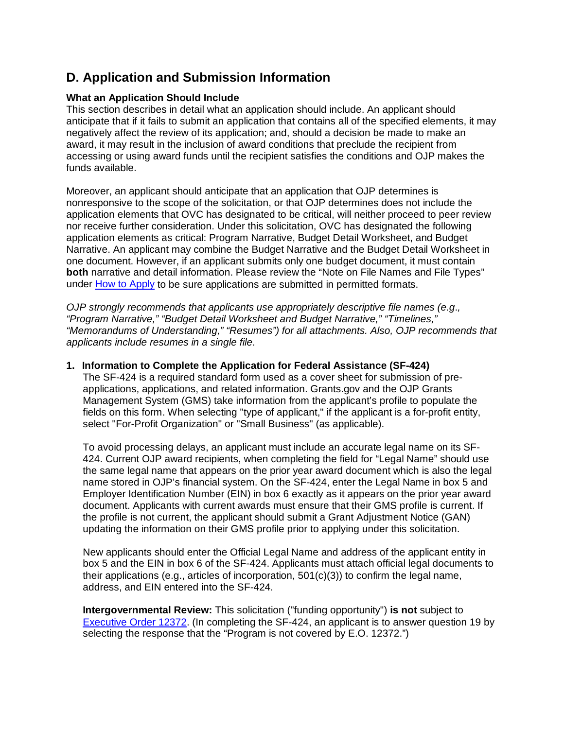## D. Application and Submission Information

**What an Application Should Include**

This section describes in detail what an application should include. An applicant should anticipate that if it fails to submit an application that contains all of the specified elements, it may negatively affect the review of its application; and, should a decision be made to make an award, it may result in the inclusion of award conditions that preclude the recipient from accessing or using award funds until the recipient satisfies the conditions and OJP makes the funds available.

Moreover, an applicant should anticipate that an application that OJP determines is nonresponsive to the scope of the solicitation, or that OJP determines does not include the application elements that OVC has designated to be critical, will neither proceed to peer review nor receive further consideration. Under this solicitation, OVC has designated the following application elements as critical: Program Narrative, Budget Detail Worksheet, and Budget Narrative. An applicant may combine the Budget Narrative and the Budget Detail Worksheet in one document. However, if an applicant submits only one budget document, it must contain **both** narrative and detail information. Please review the "Note on File Names and File Types" under How to Apply to be sure applications are submitted in permitted formats.

*OJP strongly recommends that applicants use appropriately descriptive file names (e.g., "Program Narrative," "Budget Detail Worksheet and Budget Narrative," "Timelines," "Memorandums of Understanding," "Resumes") for all attachments. Also, OJP recommends that applicants include resumes in a single file.*

**1. Information to Complete the Application for Federal Assistance (SF-424)**

The SF-424 is a required standard form used as a cover sheet for submission of pre-applications, applications, and related information. Grants.gov and the OJP Grants Management System (GMS) take information from the applicant's profile to populate the fields on this form. When selecting "type of applicant," if the applicant is a for-profit entity, select "For-Profit Organization" or "Small Business" (as applicable).

To avoid processing delays, an applicant must include an accurate legal name on its SF-424. Current OJP award recipients, when completing the field for "Legal Name" should use the same legal name that appears on the prior year award document which is also the legal name stored in OJP's financial system. On the SF-424, enter the Legal Name in box 5 and Employer Identification Number (EIN) in box 6 exactly as it appears on the prior year award document. Applicants with current awards must ensure that their GMS profile is current. If the profile is not current, the applicant should submit a Grant Adjustment Notice (GAN) updating the information on their GMS profile prior to applying under this solicitation.

New applicants should enter the Official Legal Name and address of the applicant entity in box 5 and the EIN in box 6 of the SF-424. Applicants must attach official legal documents to their applications (e.g., articles of incorporation, 501(c)(3)) to confirm the legal name, address, and EIN entered into the SF-424.

**Intergovernmental Review:** This solicitation ("funding opportunity") **is not** subject to Executive Order 12372. (In completing the SF-424, an applicant is to answer question 19 by selecting the response that the "Program is not covered by E.O. 12372.")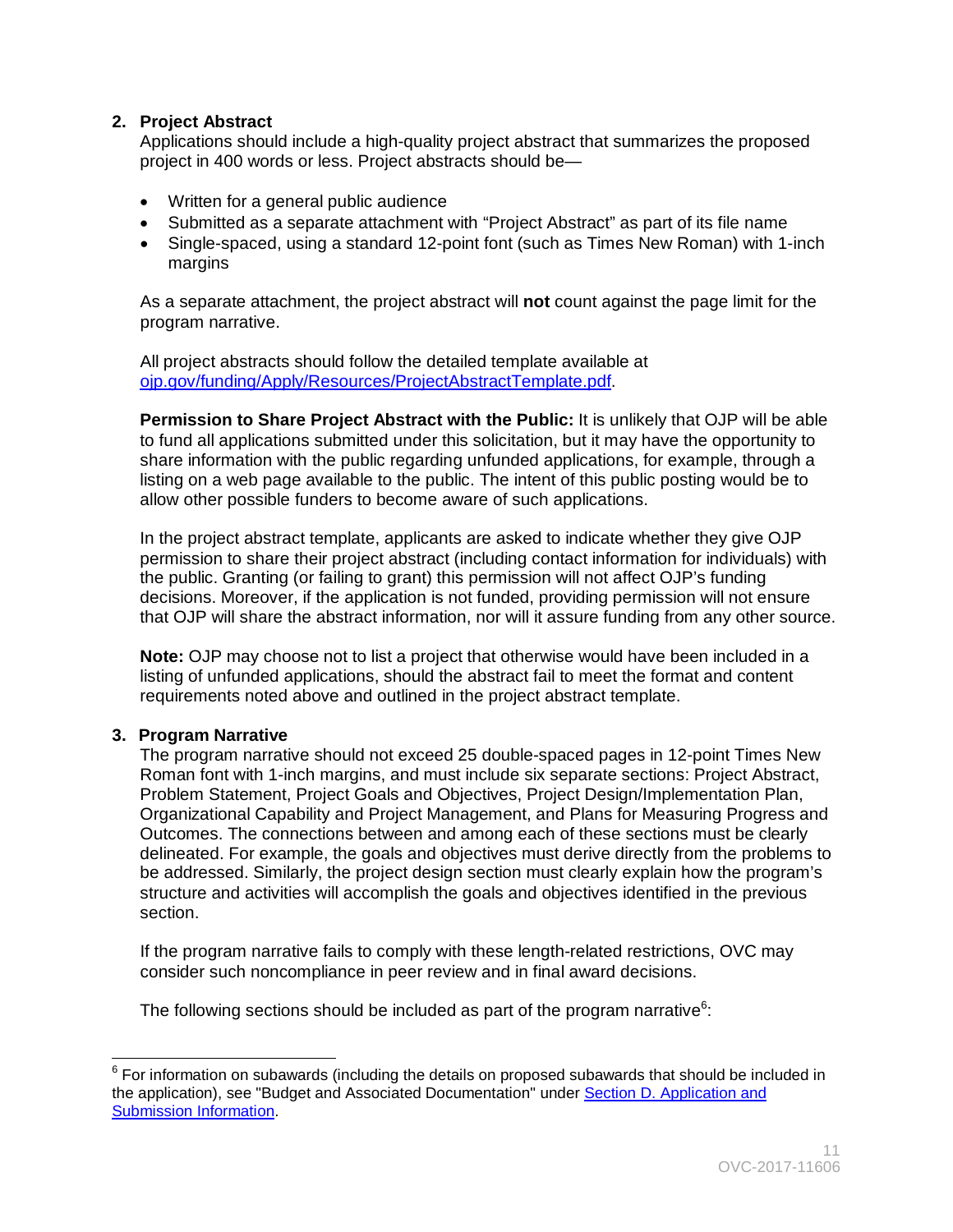**2. Project Abstract**

Applications should include a high-quality project abstract that summarizes the proposed project in 400 words or less. Project abstracts should be—

- Written for a general public audience
- Submitted as a separate attachment with "Project Abstract" as part of its file name
- Single-spaced, using a standard 12-point font (such as Times New Roman) with 1-inch margins

As a separate attachment, the project abstract will **not** count against the page limit for the program narrative.

All project abstracts should follow the detailed template available at [ojp.gov/funding/Apply/Resources/ProjectAbstractTemplate.pdf](ojp.gov/funding/Apply/Resources/ProjectAbstractTemplate.pdf).

**Permission to Share Project Abstract with the Public:** It is unlikely that OJP will be able to fund all applications submitted under this solicitation, but it may have the opportunity to share information with the public regarding unfunded applications, for example, through a listing on a web page available to the public. The intent of this public posting would be to allow other possible funders to become aware of such applications.

In the project abstract template, applicants are asked to indicate whether they give OJP permission to share their project abstract (including contact information for individuals) with the public. Granting (or failing to grant) this permission will not affect OJP's funding decisions. Moreover, if the application is not funded, providing permission will not ensure that OJP will share the abstract information, nor will it assure funding from any other source.

**Note:** OJP may choose not to list a project that otherwise would have been included in a listing of unfunded applications, should the abstract fail to meet the format and content requirements noted above and outlined in the project abstract template.

**3. Program Narrative**

The program narrative should not exceed 25 double-spaced pages in 12-point Times New Roman font with 1-inch margins, and must include six separate sections: Project Abstract, Problem Statement, Project Goals and Objectives, Project Design/Implementation Plan, Organizational Capability and Project Management, and Plans for Measuring Progress and Outcomes. The connections between and among each of these sections must be clearly delineated. For example, the goals and objectives must derive directly from the problems to be addressed. Similarly, the project design section must clearly explain how the program's structure and activities will accomplish the goals and objectives identified in the previous section.

If the program narrative fails to comply with these length-related restrictions, OVC may consider such noncompliance in peer review and in final award decisions.

The following sections should be included as part of the program narrative[6]:

---

[6] For information on subawards (including the details on proposed subawards that should be included in the application), see "Budget and Associated Documentation" under Section D. Application and Submission Information.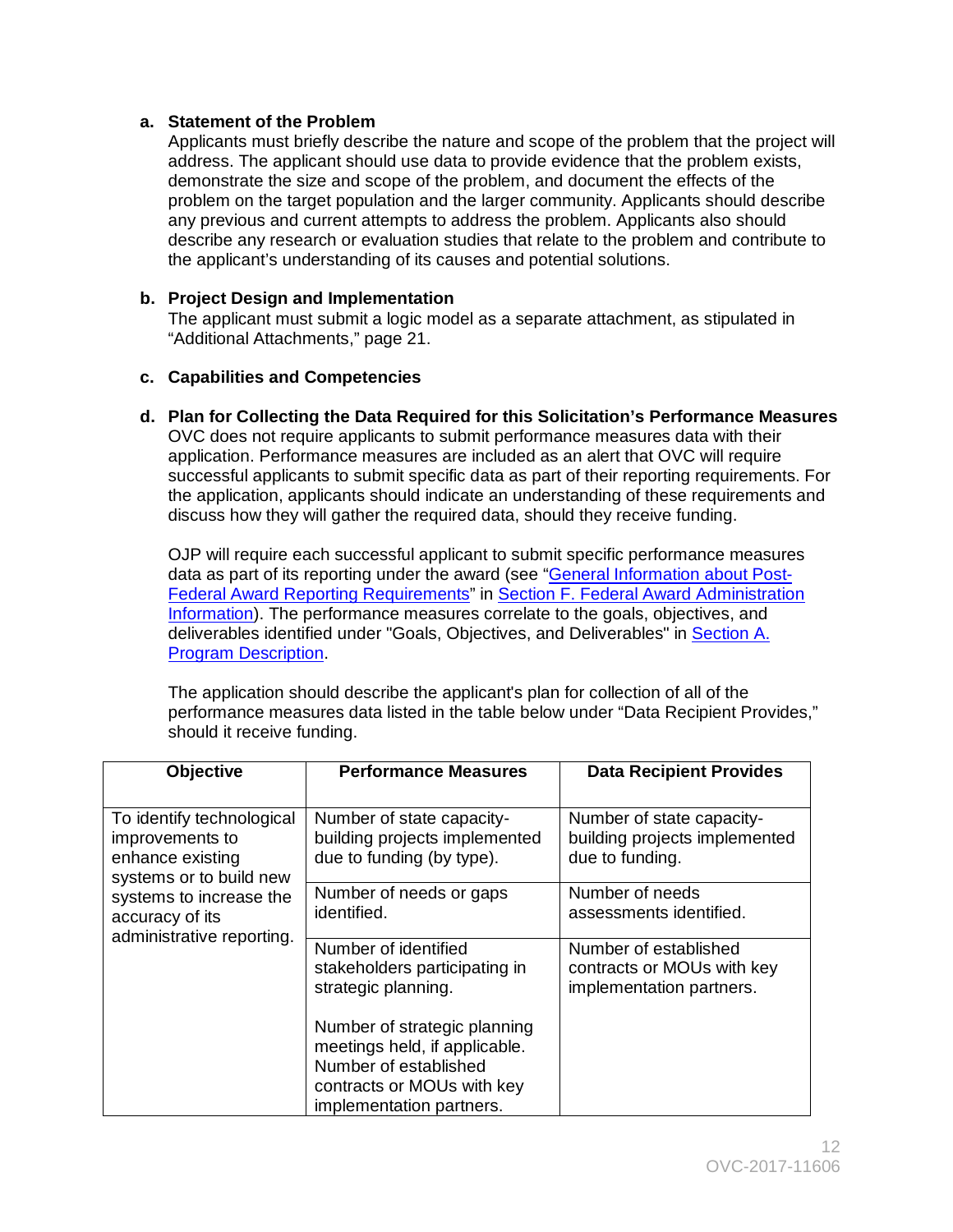**a. Statement of the Problem**

Applicants must briefly describe the nature and scope of the problem that the project will address. The applicant should use data to provide evidence that the problem exists, demonstrate the size and scope of the problem, and document the effects of the problem on the target population and the larger community. Applicants should describe any previous and current attempts to address the problem. Applicants also should describe any research or evaluation studies that relate to the problem and contribute to the applicant's understanding of its causes and potential solutions.

**b. Project Design and Implementation**

The applicant must submit a logic model as a separate attachment, as stipulated in "Additional Attachments," page 21.

**c. Capabilities and Competencies**

**d. Plan for Collecting the Data Required for this Solicitation's Performance Measures**

OVC does not require applicants to submit performance measures data with their application. Performance measures are included as an alert that OVC will require successful applicants to submit specific data as part of their reporting requirements. For the application, applicants should indicate an understanding of these requirements and discuss how they will gather the required data, should they receive funding.

OJP will require each successful applicant to submit specific performance measures data as part of its reporting under the award (see "General Information about Post-Federal Award Reporting Requirements" in Section F. Federal Award Administration Information). The performance measures correlate to the goals, objectives, and deliverables identified under "Goals, Objectives, and Deliverables" in Section A. Program Description.

The application should describe the applicant's plan for collection of all of the performance measures data listed in the table below under "Data Recipient Provides," should it receive funding.

| Objective | Performance Measures | Data Recipient Provides |
|---|---|---|
| To identify technological improvements to enhance existing systems or to build new systems to increase the accuracy of its administrative reporting. | Number of state capacity-building projects implemented due to funding (by type). | Number of state capacity-building projects implemented due to funding. |
| | Number of needs or gaps identified. | Number of needs assessments identified. |
| | Number of identified stakeholders participating in strategic planning.<br><br>Number of strategic planning meetings held, if applicable. Number of established contracts or MOUs with key implementation partners. | Number of established contracts or MOUs with key implementation partners. |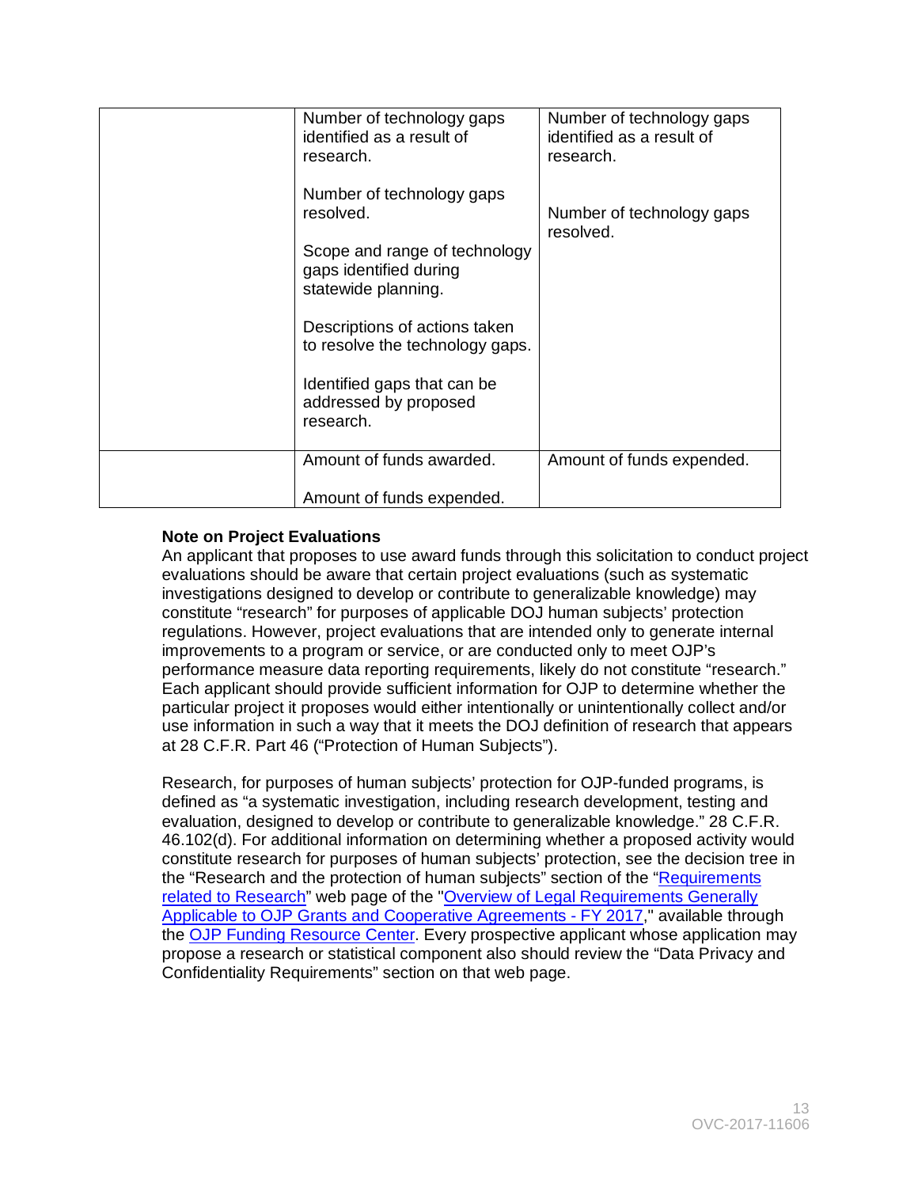| | | |
|---|---|---|
| | Number of technology gaps identified as a result of research.<br><br>Number of technology gaps resolved.<br><br>Scope and range of technology gaps identified during statewide planning.<br><br>Descriptions of actions taken to resolve the technology gaps.<br><br>Identified gaps that can be addressed by proposed research. | Number of technology gaps identified as a result of research.<br><br>Number of technology gaps resolved. |
| | Amount of funds awarded.<br><br>Amount of funds expended. | Amount of funds expended. |

**Note on Project Evaluations**

An applicant that proposes to use award funds through this solicitation to conduct project evaluations should be aware that certain project evaluations (such as systematic investigations designed to develop or contribute to generalizable knowledge) may constitute "research" for purposes of applicable DOJ human subjects' protection regulations. However, project evaluations that are intended only to generate internal improvements to a program or service, or are conducted only to meet OJP's performance measure data reporting requirements, likely do not constitute "research." Each applicant should provide sufficient information for OJP to determine whether the particular project it proposes would either intentionally or unintentionally collect and/or use information in such a way that it meets the DOJ definition of research that appears at 28 C.F.R. Part 46 ("Protection of Human Subjects").

Research, for purposes of human subjects' protection for OJP-funded programs, is defined as "a systematic investigation, including research development, testing and evaluation, designed to develop or contribute to generalizable knowledge." 28 C.F.R. 46.102(d). For additional information on determining whether a proposed activity would constitute research for purposes of human subjects' protection, see the decision tree in the "Research and the protection of human subjects" section of the "Requirements related to Research" web page of the "Overview of Legal Requirements Generally Applicable to OJP Grants and Cooperative Agreements - FY 2017," available through the OJP Funding Resource Center. Every prospective applicant whose application may propose a research or statistical component also should review the "Data Privacy and Confidentiality Requirements" section on that web page.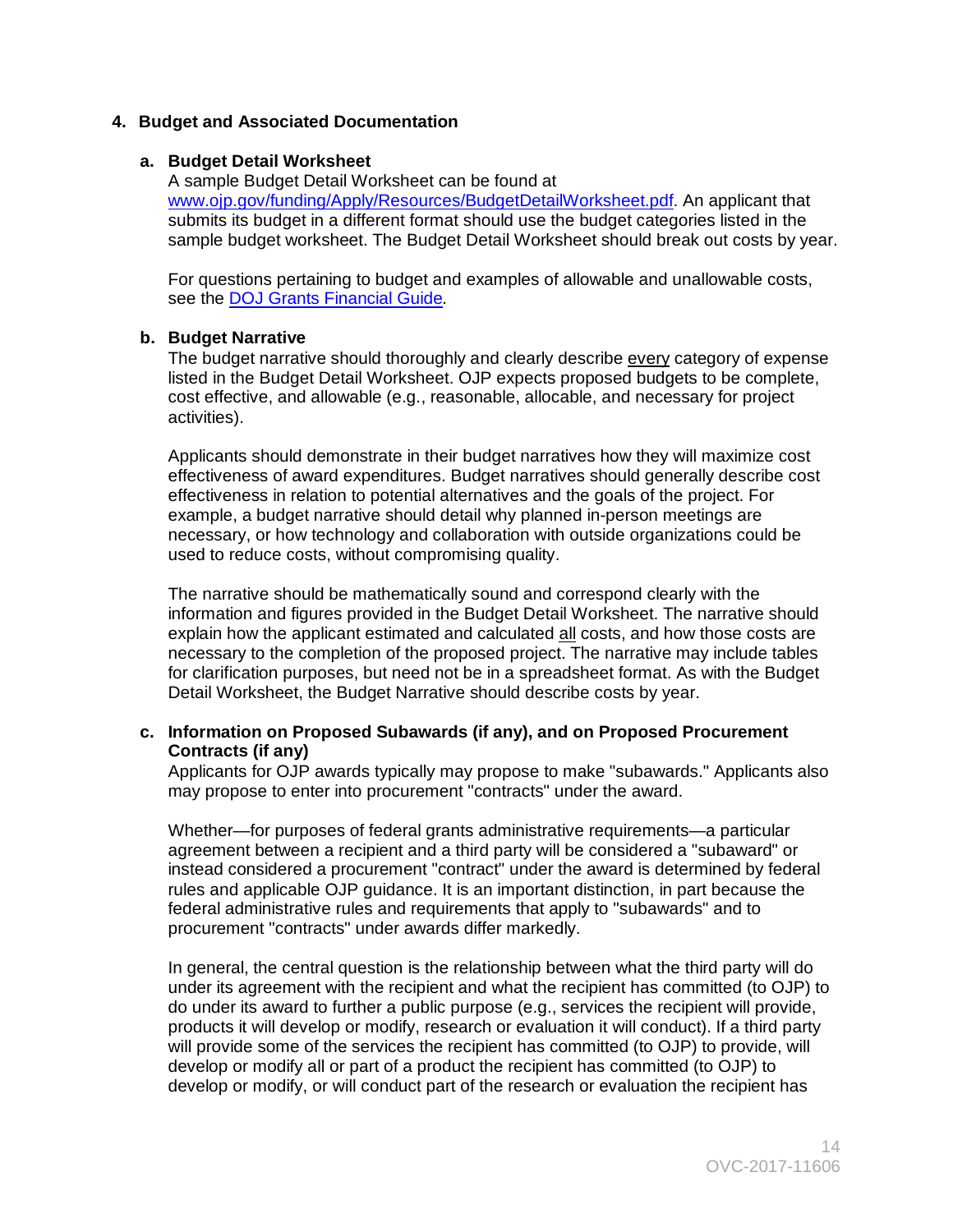### 4. Budget and Associated Documentation

#### a. Budget Detail Worksheet

A sample Budget Detail Worksheet can be found at www.ojp.gov/funding/Apply/Resources/BudgetDetailWorksheet.pdf. An applicant that submits its budget in a different format should use the budget categories listed in the sample budget worksheet. The Budget Detail Worksheet should break out costs by year.

For questions pertaining to budget and examples of allowable and unallowable costs, see the DOJ Grants Financial Guide.

#### b. Budget Narrative

The budget narrative should thoroughly and clearly describe every category of expense listed in the Budget Detail Worksheet. OJP expects proposed budgets to be complete, cost effective, and allowable (e.g., reasonable, allocable, and necessary for project activities).

Applicants should demonstrate in their budget narratives how they will maximize cost effectiveness of award expenditures. Budget narratives should generally describe cost effectiveness in relation to potential alternatives and the goals of the project. For example, a budget narrative should detail why planned in-person meetings are necessary, or how technology and collaboration with outside organizations could be used to reduce costs, without compromising quality.

The narrative should be mathematically sound and correspond clearly with the information and figures provided in the Budget Detail Worksheet. The narrative should explain how the applicant estimated and calculated all costs, and how those costs are necessary to the completion of the proposed project. The narrative may include tables for clarification purposes, but need not be in a spreadsheet format. As with the Budget Detail Worksheet, the Budget Narrative should describe costs by year.

#### c. Information on Proposed Subawards (if any), and on Proposed Procurement Contracts (if any)

Applicants for OJP awards typically may propose to make "subawards." Applicants also may propose to enter into procurement "contracts" under the award.

Whether—for purposes of federal grants administrative requirements—a particular agreement between a recipient and a third party will be considered a "subaward" or instead considered a procurement "contract" under the award is determined by federal rules and applicable OJP guidance. It is an important distinction, in part because the federal administrative rules and requirements that apply to "subawards" and to procurement "contracts" under awards differ markedly.

In general, the central question is the relationship between what the third party will do under its agreement with the recipient and what the recipient has committed (to OJP) to do under its award to further a public purpose (e.g., services the recipient will provide, products it will develop or modify, research or evaluation it will conduct). If a third party will provide some of the services the recipient has committed (to OJP) to provide, will develop or modify all or part of a product the recipient has committed (to OJP) to develop or modify, or will conduct part of the research or evaluation the recipient has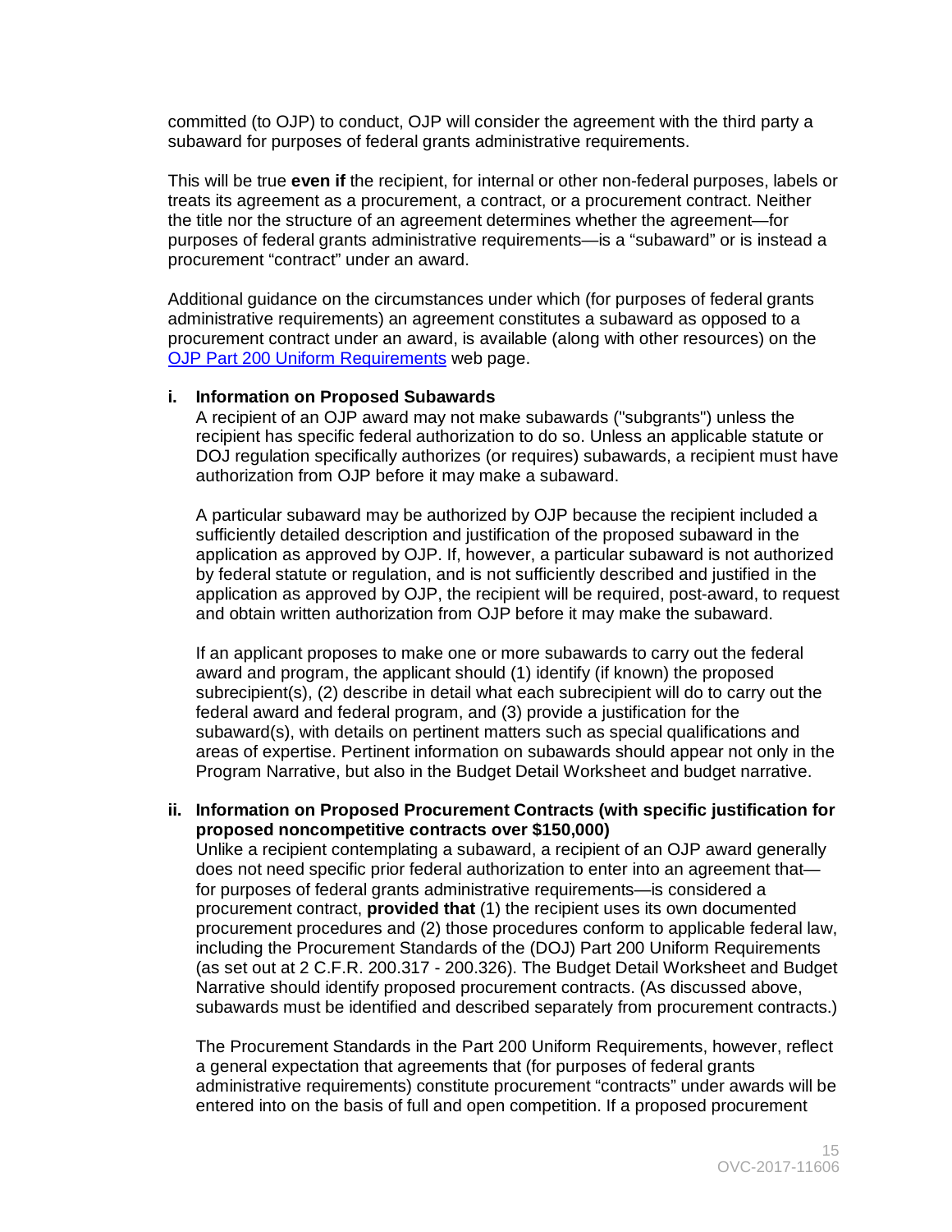committed (to OJP) to conduct, OJP will consider the agreement with the third party a subaward for purposes of federal grants administrative requirements.

This will be true **even if** the recipient, for internal or other non-federal purposes, labels or treats its agreement as a procurement, a contract, or a procurement contract. Neither the title nor the structure of an agreement determines whether the agreement—for purposes of federal grants administrative requirements—is a "subaward" or is instead a procurement "contract" under an award.

Additional guidance on the circumstances under which (for purposes of federal grants administrative requirements) an agreement constitutes a subaward as opposed to a procurement contract under an award, is available (along with other resources) on the [OJP Part 200 Uniform Requirements](OJP Part 200 Uniform Requirements) web page.

**i. Information on Proposed Subawards**

A recipient of an OJP award may not make subawards ("subgrants") unless the recipient has specific federal authorization to do so. Unless an applicable statute or DOJ regulation specifically authorizes (or requires) subawards, a recipient must have authorization from OJP before it may make a subaward.

A particular subaward may be authorized by OJP because the recipient included a sufficiently detailed description and justification of the proposed subaward in the application as approved by OJP. If, however, a particular subaward is not authorized by federal statute or regulation, and is not sufficiently described and justified in the application as approved by OJP, the recipient will be required, post-award, to request and obtain written authorization from OJP before it may make the subaward.

If an applicant proposes to make one or more subawards to carry out the federal award and program, the applicant should (1) identify (if known) the proposed subrecipient(s), (2) describe in detail what each subrecipient will do to carry out the federal award and federal program, and (3) provide a justification for the subaward(s), with details on pertinent matters such as special qualifications and areas of expertise. Pertinent information on subawards should appear not only in the Program Narrative, but also in the Budget Detail Worksheet and budget narrative.

**ii. Information on Proposed Procurement Contracts (with specific justification for proposed noncompetitive contracts over $150,000)**

Unlike a recipient contemplating a subaward, a recipient of an OJP award generally does not need specific prior federal authorization to enter into an agreement that—for purposes of federal grants administrative requirements—is considered a procurement contract, **provided that** (1) the recipient uses its own documented procurement procedures and (2) those procedures conform to applicable federal law, including the Procurement Standards of the (DOJ) Part 200 Uniform Requirements (as set out at 2 C.F.R. 200.317 - 200.326). The Budget Detail Worksheet and Budget Narrative should identify proposed procurement contracts. (As discussed above, subawards must be identified and described separately from procurement contracts.)

The Procurement Standards in the Part 200 Uniform Requirements, however, reflect a general expectation that agreements that (for purposes of federal grants administrative requirements) constitute procurement "contracts" under awards will be entered into on the basis of full and open competition. If a proposed procurement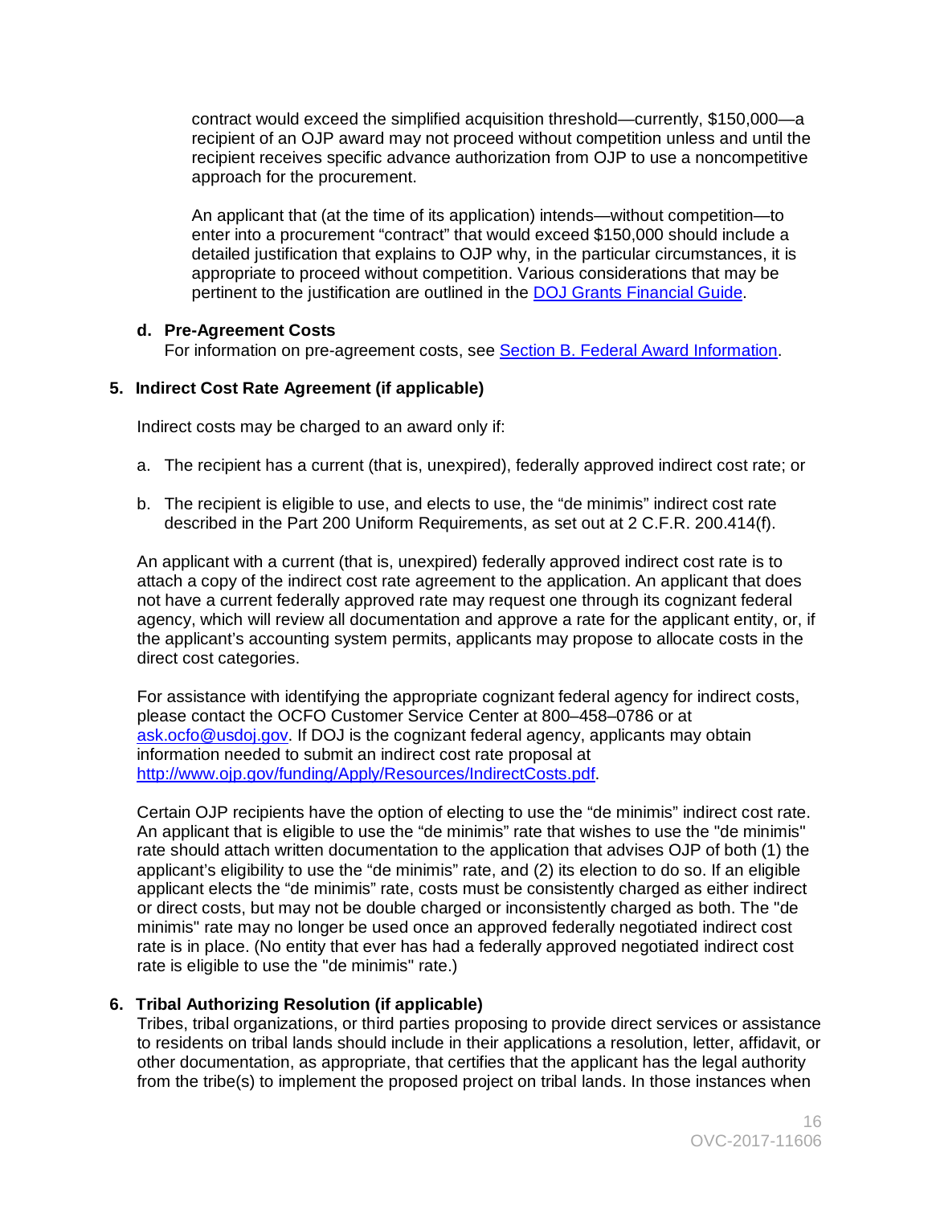contract would exceed the simplified acquisition threshold—currently, $150,000—a recipient of an OJP award may not proceed without competition unless and until the recipient receives specific advance authorization from OJP to use a noncompetitive approach for the procurement.

An applicant that (at the time of its application) intends—without competition—to enter into a procurement "contract" that would exceed $150,000 should include a detailed justification that explains to OJP why, in the particular circumstances, it is appropriate to proceed without competition. Various considerations that may be pertinent to the justification are outlined in the [DOJ Grants Financial Guide](DOJ Grants Financial Guide).

**d. Pre-Agreement Costs**

For information on pre-agreement costs, see [Section B. Federal Award Information](Section B. Federal Award Information).

**5. Indirect Cost Rate Agreement (if applicable)**

Indirect costs may be charged to an award only if:

a. The recipient has a current (that is, unexpired), federally approved indirect cost rate; or

b. The recipient is eligible to use, and elects to use, the "de minimis" indirect cost rate described in the Part 200 Uniform Requirements, as set out at 2 C.F.R. 200.414(f).

An applicant with a current (that is, unexpired) federally approved indirect cost rate is to attach a copy of the indirect cost rate agreement to the application. An applicant that does not have a current federally approved rate may request one through its cognizant federal agency, which will review all documentation and approve a rate for the applicant entity, or, if the applicant's accounting system permits, applicants may propose to allocate costs in the direct cost categories.

For assistance with identifying the appropriate cognizant federal agency for indirect costs, please contact the OCFO Customer Service Center at 800–458–0786 or at ask.ocfo@usdoj.gov. If DOJ is the cognizant federal agency, applicants may obtain information needed to submit an indirect cost rate proposal at http://www.ojp.gov/funding/Apply/Resources/IndirectCosts.pdf.

Certain OJP recipients have the option of electing to use the "de minimis" indirect cost rate. An applicant that is eligible to use the "de minimis" rate that wishes to use the "de minimis" rate should attach written documentation to the application that advises OJP of both (1) the applicant's eligibility to use the "de minimis" rate, and (2) its election to do so. If an eligible applicant elects the "de minimis" rate, costs must be consistently charged as either indirect or direct costs, but may not be double charged or inconsistently charged as both. The "de minimis" rate may no longer be used once an approved federally negotiated indirect cost rate is in place. (No entity that ever has had a federally approved negotiated indirect cost rate is eligible to use the "de minimis" rate.)

**6. Tribal Authorizing Resolution (if applicable)**

Tribes, tribal organizations, or third parties proposing to provide direct services or assistance to residents on tribal lands should include in their applications a resolution, letter, affidavit, or other documentation, as appropriate, that certifies that the applicant has the legal authority from the tribe(s) to implement the proposed project on tribal lands. In those instances when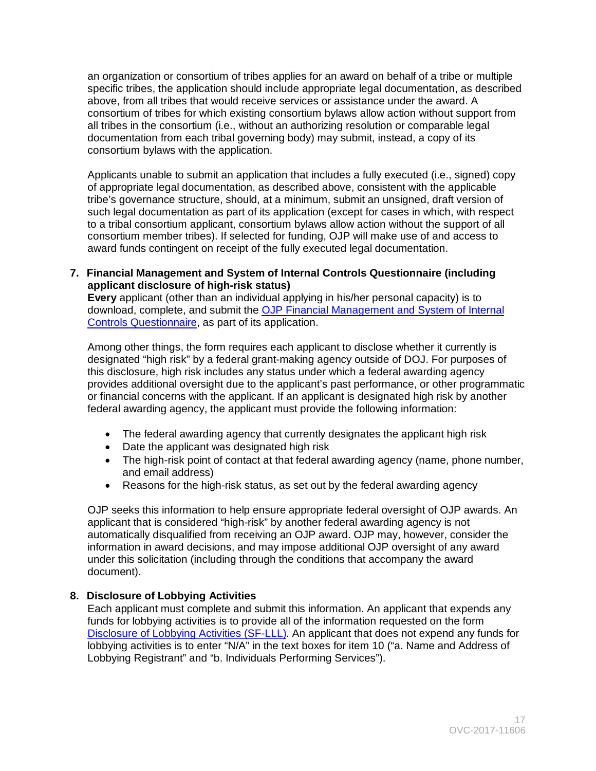an organization or consortium of tribes applies for an award on behalf of a tribe or multiple specific tribes, the application should include appropriate legal documentation, as described above, from all tribes that would receive services or assistance under the award. A consortium of tribes for which existing consortium bylaws allow action without support from all tribes in the consortium (i.e., without an authorizing resolution or comparable legal documentation from each tribal governing body) may submit, instead, a copy of its consortium bylaws with the application.

Applicants unable to submit an application that includes a fully executed (i.e., signed) copy of appropriate legal documentation, as described above, consistent with the applicable tribe's governance structure, should, at a minimum, submit an unsigned, draft version of such legal documentation as part of its application (except for cases in which, with respect to a tribal consortium applicant, consortium bylaws allow action without the support of all consortium member tribes). If selected for funding, OJP will make use of and access to award funds contingent on receipt of the fully executed legal documentation.

**7. Financial Management and System of Internal Controls Questionnaire (including applicant disclosure of high-risk status)**

**Every** applicant (other than an individual applying in his/her personal capacity) is to download, complete, and submit the [OJP Financial Management and System of Internal Controls Questionnaire](), as part of its application.

Among other things, the form requires each applicant to disclose whether it currently is designated "high risk" by a federal grant-making agency outside of DOJ. For purposes of this disclosure, high risk includes any status under which a federal awarding agency provides additional oversight due to the applicant's past performance, or other programmatic or financial concerns with the applicant. If an applicant is designated high risk by another federal awarding agency, the applicant must provide the following information:

- The federal awarding agency that currently designates the applicant high risk
- Date the applicant was designated high risk
- The high-risk point of contact at that federal awarding agency (name, phone number, and email address)
- Reasons for the high-risk status, as set out by the federal awarding agency

OJP seeks this information to help ensure appropriate federal oversight of OJP awards. An applicant that is considered "high-risk" by another federal awarding agency is not automatically disqualified from receiving an OJP award. OJP may, however, consider the information in award decisions, and may impose additional OJP oversight of any award under this solicitation (including through the conditions that accompany the award document).

**8. Disclosure of Lobbying Activities**

Each applicant must complete and submit this information. An applicant that expends any funds for lobbying activities is to provide all of the information requested on the form [Disclosure of Lobbying Activities (SF-LLL)](). An applicant that does not expend any funds for lobbying activities is to enter "N/A" in the text boxes for item 10 ("a. Name and Address of Lobbying Registrant" and "b. Individuals Performing Services").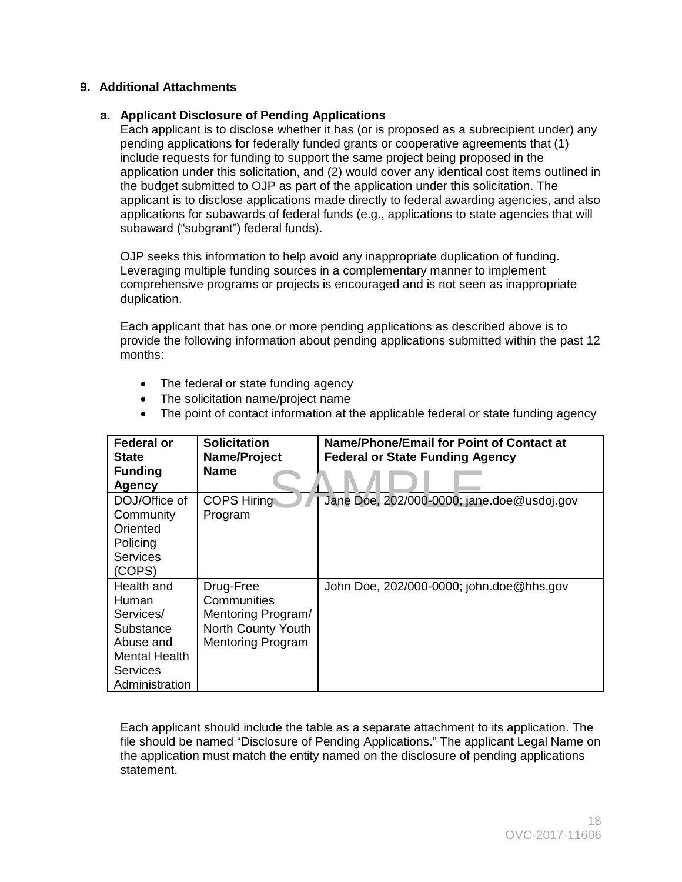## 9. Additional Attachments

### a. Applicant Disclosure of Pending Applications

Each applicant is to disclose whether it has (or is proposed as a subrecipient under) any pending applications for federally funded grants or cooperative agreements that (1) include requests for funding to support the same project being proposed in the application under this solicitation, and (2) would cover any identical cost items outlined in the budget submitted to OJP as part of the application under this solicitation. The applicant is to disclose applications made directly to federal awarding agencies, and also applications for subawards of federal funds (e.g., applications to state agencies that will subaward ("subgrant") federal funds).

OJP seeks this information to help avoid any inappropriate duplication of funding. Leveraging multiple funding sources in a complementary manner to implement comprehensive programs or projects is encouraged and is not seen as inappropriate duplication.

Each applicant that has one or more pending applications as described above is to provide the following information about pending applications submitted within the past 12 months:

- The federal or state funding agency
- The solicitation name/project name
- The point of contact information at the applicable federal or state funding agency

SAMPLE

| Federal or State Funding Agency | Solicitation Name/Project Name | Name/Phone/Email for Point of Contact at Federal or State Funding Agency |
|---|---|---|
| DOJ/Office of Community Oriented Policing Services (COPS) | COPS Hiring Program | Jane Doe, 202/000-0000; jane.doe@usdoj.gov |
| Health and Human Services/ Substance Abuse and Mental Health Services Administration | Drug-Free Communities Mentoring Program/ North County Youth Mentoring Program | John Doe, 202/000-0000; john.doe@hhs.gov |

Each applicant should include the table as a separate attachment to its application. The file should be named "Disclosure of Pending Applications." The applicant Legal Name on the application must match the entity named on the disclosure of pending applications statement.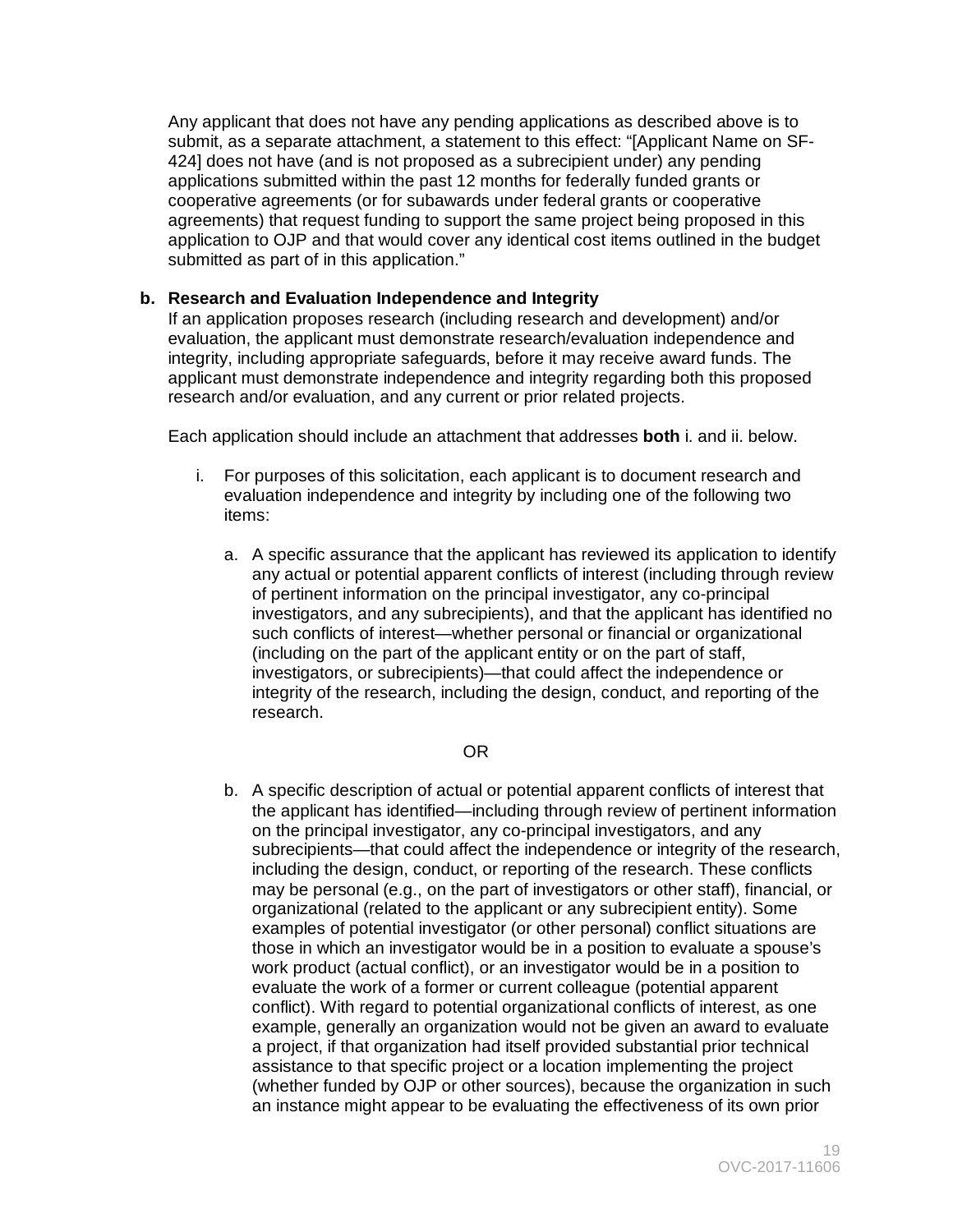Any applicant that does not have any pending applications as described above is to submit, as a separate attachment, a statement to this effect: "[Applicant Name on SF-424] does not have (and is not proposed as a subrecipient under) any pending applications submitted within the past 12 months for federally funded grants or cooperative agreements (or for subawards under federal grants or cooperative agreements) that request funding to support the same project being proposed in this application to OJP and that would cover any identical cost items outlined in the budget submitted as part of in this application."

**b. Research and Evaluation Independence and Integrity**

If an application proposes research (including research and development) and/or evaluation, the applicant must demonstrate research/evaluation independence and integrity, including appropriate safeguards, before it may receive award funds. The applicant must demonstrate independence and integrity regarding both this proposed research and/or evaluation, and any current or prior related projects.

Each application should include an attachment that addresses **both** i. and ii. below.

i. For purposes of this solicitation, each applicant is to document research and evaluation independence and integrity by including one of the following two items:

   a. A specific assurance that the applicant has reviewed its application to identify any actual or potential apparent conflicts of interest (including through review of pertinent information on the principal investigator, any co-principal investigators, and any subrecipients), and that the applicant has identified no such conflicts of interest—whether personal or financial or organizational (including on the part of the applicant entity or on the part of staff, investigators, or subrecipients)—that could affect the independence or integrity of the research, including the design, conduct, and reporting of the research.

   OR

   b. A specific description of actual or potential apparent conflicts of interest that the applicant has identified—including through review of pertinent information on the principal investigator, any co-principal investigators, and any subrecipients—that could affect the independence or integrity of the research, including the design, conduct, or reporting of the research. These conflicts may be personal (e.g., on the part of investigators or other staff), financial, or organizational (related to the applicant or any subrecipient entity). Some examples of potential investigator (or other personal) conflict situations are those in which an investigator would be in a position to evaluate a spouse's work product (actual conflict), or an investigator would be in a position to evaluate the work of a former or current colleague (potential apparent conflict). With regard to potential organizational conflicts of interest, as one example, generally an organization would not be given an award to evaluate a project, if that organization had itself provided substantial prior technical assistance to that specific project or a location implementing the project (whether funded by OJP or other sources), because the organization in such an instance might appear to be evaluating the effectiveness of its own prior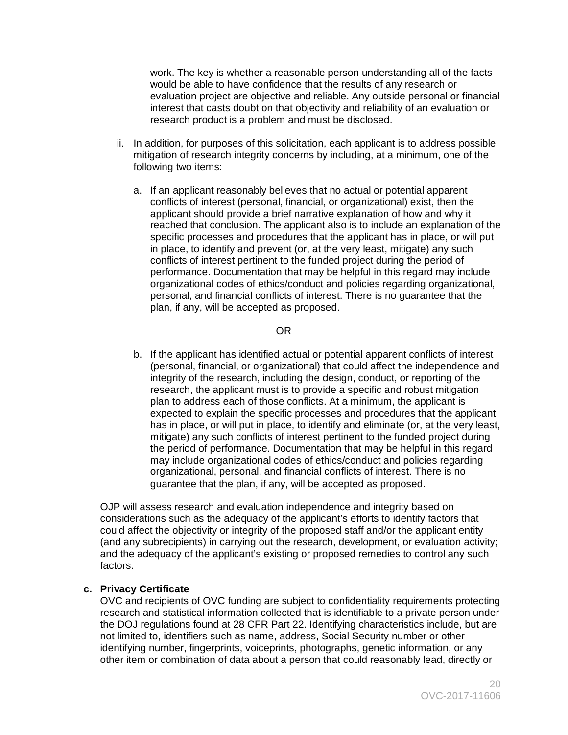work. The key is whether a reasonable person understanding all of the facts would be able to have confidence that the results of any research or evaluation project are objective and reliable. Any outside personal or financial interest that casts doubt on that objectivity and reliability of an evaluation or research product is a problem and must be disclosed.

ii. In addition, for purposes of this solicitation, each applicant is to address possible mitigation of research integrity concerns by including, at a minimum, one of the following two items:

   a. If an applicant reasonably believes that no actual or potential apparent conflicts of interest (personal, financial, or organizational) exist, then the applicant should provide a brief narrative explanation of how and why it reached that conclusion. The applicant also is to include an explanation of the specific processes and procedures that the applicant has in place, or will put in place, to identify and prevent (or, at the very least, mitigate) any such conflicts of interest pertinent to the funded project during the period of performance. Documentation that may be helpful in this regard may include organizational codes of ethics/conduct and policies regarding organizational, personal, and financial conflicts of interest. There is no guarantee that the plan, if any, will be accepted as proposed.

   OR

   b. If the applicant has identified actual or potential apparent conflicts of interest (personal, financial, or organizational) that could affect the independence and integrity of the research, including the design, conduct, or reporting of the research, the applicant must is to provide a specific and robust mitigation plan to address each of those conflicts. At a minimum, the applicant is expected to explain the specific processes and procedures that the applicant has in place, or will put in place, to identify and eliminate (or, at the very least, mitigate) any such conflicts of interest pertinent to the funded project during the period of performance. Documentation that may be helpful in this regard may include organizational codes of ethics/conduct and policies regarding organizational, personal, and financial conflicts of interest. There is no guarantee that the plan, if any, will be accepted as proposed.

OJP will assess research and evaluation independence and integrity based on considerations such as the adequacy of the applicant's efforts to identify factors that could affect the objectivity or integrity of the proposed staff and/or the applicant entity (and any subrecipients) in carrying out the research, development, or evaluation activity; and the adequacy of the applicant's existing or proposed remedies to control any such factors.

**c. Privacy Certificate**

OVC and recipients of OVC funding are subject to confidentiality requirements protecting research and statistical information collected that is identifiable to a private person under the DOJ regulations found at 28 CFR Part 22. Identifying characteristics include, but are not limited to, identifiers such as name, address, Social Security number or other identifying number, fingerprints, voiceprints, photographs, genetic information, or any other item or combination of data about a person that could reasonably lead, directly or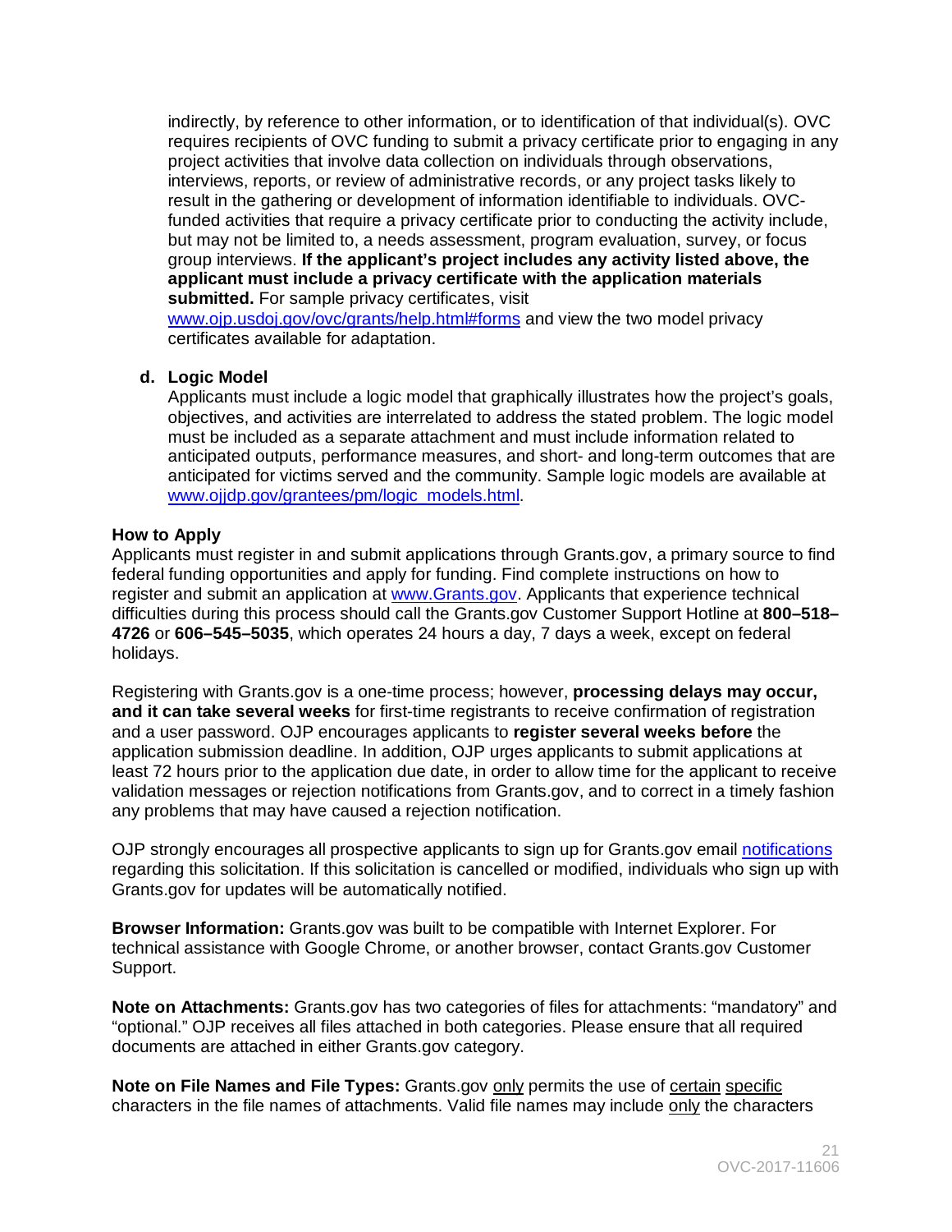indirectly, by reference to other information, or to identification of that individual(s). OVC requires recipients of OVC funding to submit a privacy certificate prior to engaging in any project activities that involve data collection on individuals through observations, interviews, reports, or review of administrative records, or any project tasks likely to result in the gathering or development of information identifiable to individuals. OVC-funded activities that require a privacy certificate prior to conducting the activity include, but may not be limited to, a needs assessment, program evaluation, survey, or focus group interviews. **If the applicant's project includes any activity listed above, the applicant must include a privacy certificate with the application materials submitted.** For sample privacy certificates, visit [www.ojp.usdoj.gov/ovc/grants/help.html#forms](www.ojp.usdoj.gov/ovc/grants/help.html#forms) and view the two model privacy certificates available for adaptation.

**d. Logic Model**

Applicants must include a logic model that graphically illustrates how the project's goals, objectives, and activities are interrelated to address the stated problem. The logic model must be included as a separate attachment and must include information related to anticipated outputs, performance measures, and short- and long-term outcomes that are anticipated for victims served and the community. Sample logic models are available at [www.ojjdp.gov/grantees/pm/logic_models.html](www.ojjdp.gov/grantees/pm/logic_models.html).

**How to Apply**

Applicants must register in and submit applications through Grants.gov, a primary source to find federal funding opportunities and apply for funding. Find complete instructions on how to register and submit an application at [www.Grants.gov](www.Grants.gov). Applicants that experience technical difficulties during this process should call the Grants.gov Customer Support Hotline at **800–518–4726** or **606–545–5035**, which operates 24 hours a day, 7 days a week, except on federal holidays.

Registering with Grants.gov is a one-time process; however, **processing delays may occur, and it can take several weeks** for first-time registrants to receive confirmation of registration and a user password. OJP encourages applicants to **register several weeks before** the application submission deadline. In addition, OJP urges applicants to submit applications at least 72 hours prior to the application due date, in order to allow time for the applicant to receive validation messages or rejection notifications from Grants.gov, and to correct in a timely fashion any problems that may have caused a rejection notification.

OJP strongly encourages all prospective applicants to sign up for Grants.gov email notifications regarding this solicitation. If this solicitation is cancelled or modified, individuals who sign up with Grants.gov for updates will be automatically notified.

**Browser Information:** Grants.gov was built to be compatible with Internet Explorer. For technical assistance with Google Chrome, or another browser, contact Grants.gov Customer Support.

**Note on Attachments:** Grants.gov has two categories of files for attachments: "mandatory" and "optional." OJP receives all files attached in both categories. Please ensure that all required documents are attached in either Grants.gov category.

**Note on File Names and File Types:** Grants.gov only permits the use of certain specific characters in the file names of attachments. Valid file names may include only the characters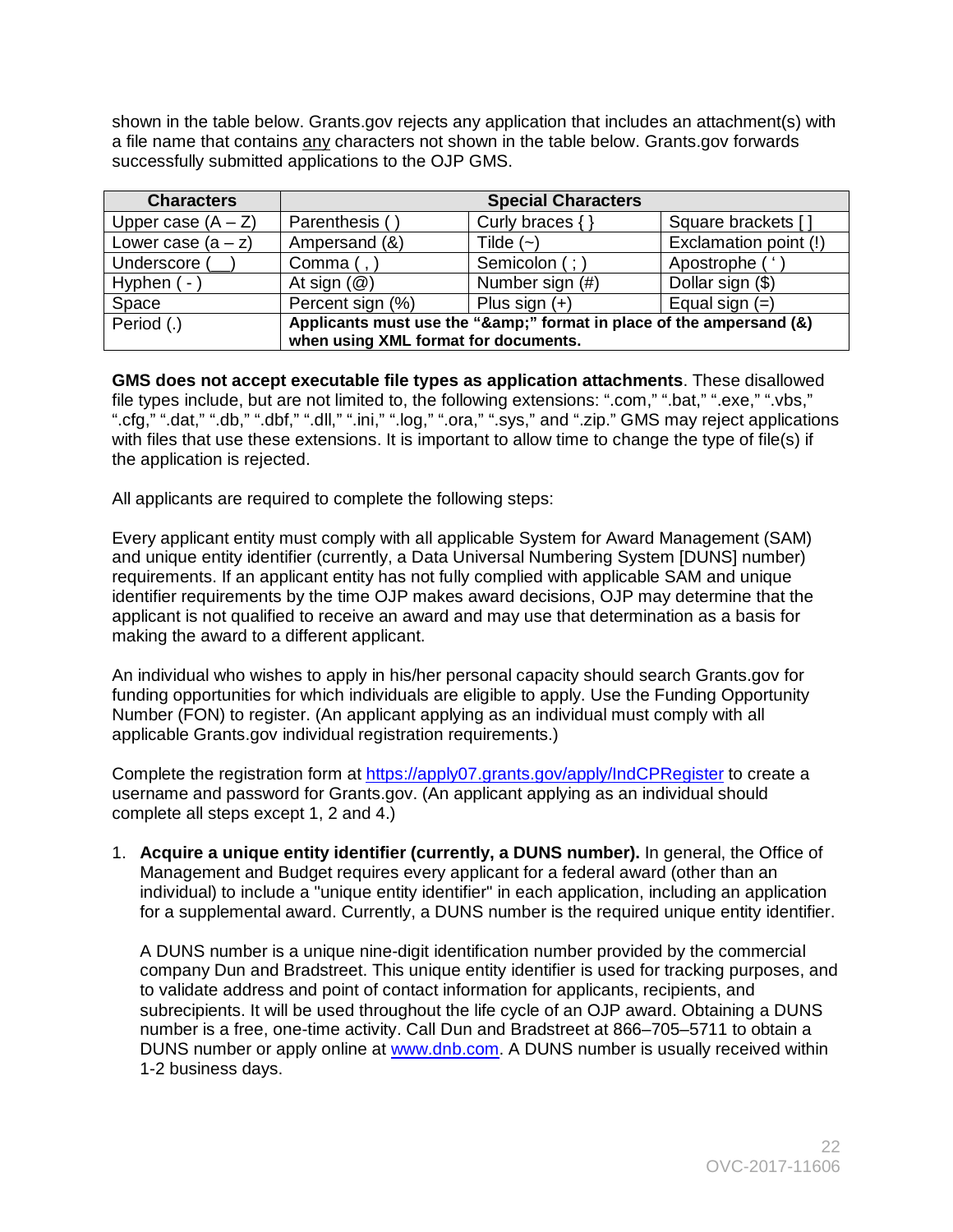shown in the table below. Grants.gov rejects any application that includes an attachment(s) with a file name that contains any characters not shown in the table below. Grants.gov forwards successfully submitted applications to the OJP GMS.

| Characters | Special Characters | | |
|---|---|---|---|
| Upper case (A – Z) | Parenthesis ( ) | Curly braces { } | Square brackets [ ] |
| Lower case (a – z) | Ampersand (&) | Tilde (~) | Exclamation point (!) |
| Underscore (__) | Comma ( , ) | Semicolon ( ; ) | Apostrophe ( ‘ ) |
| Hyphen ( - ) | At sign (@) | Number sign (#) | Dollar sign ($) |
| Space | Percent sign (%) | Plus sign (+) | Equal sign (=) |
| Period (.) | **Applicants must use the “&amp;” format in place of the ampersand (&) when using XML format for documents.** | | |

**GMS does not accept executable file types as application attachments**. These disallowed file types include, but are not limited to, the following extensions: “.com,” “.bat,” “.exe,” “.vbs,” “.cfg,” “.dat,” “.db,” “.dbf,” “.dll,” “.ini,” “.log,” “.ora,” “.sys,” and “.zip.” GMS may reject applications with files that use these extensions. It is important to allow time to change the type of file(s) if the application is rejected.

All applicants are required to complete the following steps:

Every applicant entity must comply with all applicable System for Award Management (SAM) and unique entity identifier (currently, a Data Universal Numbering System [DUNS] number) requirements. If an applicant entity has not fully complied with applicable SAM and unique identifier requirements by the time OJP makes award decisions, OJP may determine that the applicant is not qualified to receive an award and may use that determination as a basis for making the award to a different applicant.

An individual who wishes to apply in his/her personal capacity should search Grants.gov for funding opportunities for which individuals are eligible to apply. Use the Funding Opportunity Number (FON) to register. (An applicant applying as an individual must comply with all applicable Grants.gov individual registration requirements.)

Complete the registration form at https://apply07.grants.gov/apply/IndCPRegister to create a username and password for Grants.gov. (An applicant applying as an individual should complete all steps except 1, 2 and 4.)

1. **Acquire a unique entity identifier (currently, a DUNS number).** In general, the Office of Management and Budget requires every applicant for a federal award (other than an individual) to include a "unique entity identifier" in each application, including an application for a supplemental award. Currently, a DUNS number is the required unique entity identifier.

   A DUNS number is a unique nine-digit identification number provided by the commercial company Dun and Bradstreet. This unique entity identifier is used for tracking purposes, and to validate address and point of contact information for applicants, recipients, and subrecipients. It will be used throughout the life cycle of an OJP award. Obtaining a DUNS number is a free, one-time activity. Call Dun and Bradstreet at 866–705–5711 to obtain a DUNS number or apply online at www.dnb.com. A DUNS number is usually received within 1-2 business days.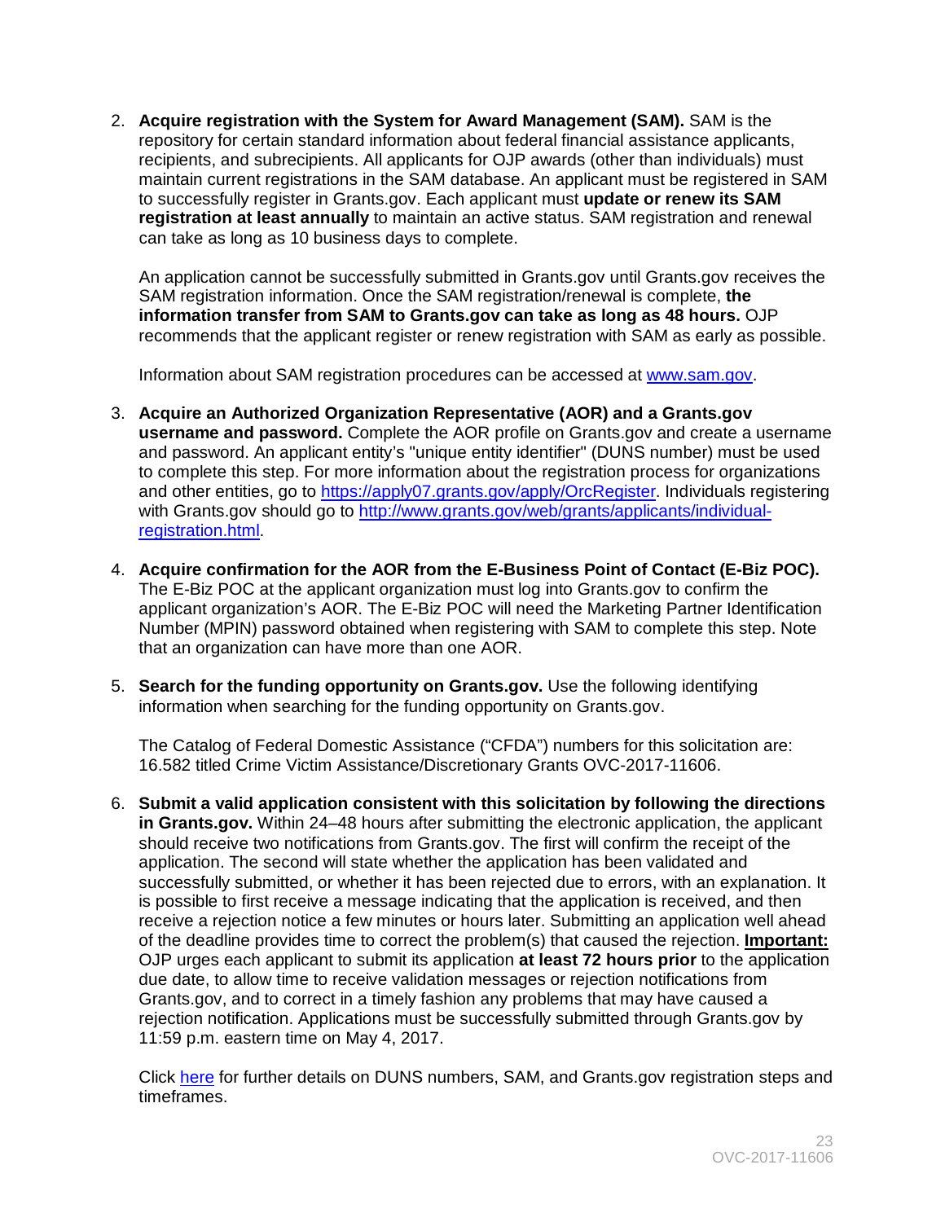2. **Acquire registration with the System for Award Management (SAM).** SAM is the repository for certain standard information about federal financial assistance applicants, recipients, and subrecipients. All applicants for OJP awards (other than individuals) must maintain current registrations in the SAM database. An applicant must be registered in SAM to successfully register in Grants.gov. Each applicant must **update or renew its SAM registration at least annually** to maintain an active status. SAM registration and renewal can take as long as 10 business days to complete.

   An application cannot be successfully submitted in Grants.gov until Grants.gov receives the SAM registration information. Once the SAM registration/renewal is complete, **the information transfer from SAM to Grants.gov can take as long as 48 hours.** OJP recommends that the applicant register or renew registration with SAM as early as possible.

   Information about SAM registration procedures can be accessed at [www.sam.gov](www.sam.gov).

3. **Acquire an Authorized Organization Representative (AOR) and a Grants.gov username and password.** Complete the AOR profile on Grants.gov and create a username and password. An applicant entity's "unique entity identifier" (DUNS number) must be used to complete this step. For more information about the registration process for organizations and other entities, go to [https://apply07.grants.gov/apply/OrcRegister](https://apply07.grants.gov/apply/OrcRegister). Individuals registering with Grants.gov should go to [http://www.grants.gov/web/grants/applicants/individual-registration.html](http://www.grants.gov/web/grants/applicants/individual-registration.html).

4. **Acquire confirmation for the AOR from the E-Business Point of Contact (E-Biz POC).** The E-Biz POC at the applicant organization must log into Grants.gov to confirm the applicant organization's AOR. The E-Biz POC will need the Marketing Partner Identification Number (MPIN) password obtained when registering with SAM to complete this step. Note that an organization can have more than one AOR.

5. **Search for the funding opportunity on Grants.gov.** Use the following identifying information when searching for the funding opportunity on Grants.gov.

   The Catalog of Federal Domestic Assistance ("CFDA") numbers for this solicitation are: 16.582 titled Crime Victim Assistance/Discretionary Grants OVC-2017-11606.

6. **Submit a valid application consistent with this solicitation by following the directions in Grants.gov.** Within 24–48 hours after submitting the electronic application, the applicant should receive two notifications from Grants.gov. The first will confirm the receipt of the application. The second will state whether the application has been validated and successfully submitted, or whether it has been rejected due to errors, with an explanation. It is possible to first receive a message indicating that the application is received, and then receive a rejection notice a few minutes or hours later. Submitting an application well ahead of the deadline provides time to correct the problem(s) that caused the rejection. **Important:** OJP urges each applicant to submit its application **at least 72 hours prior** to the application due date, to allow time to receive validation messages or rejection notifications from Grants.gov, and to correct in a timely fashion any problems that may have caused a rejection notification. Applications must be successfully submitted through Grants.gov by 11:59 p.m. eastern time on May 4, 2017.

   Click here for further details on DUNS numbers, SAM, and Grants.gov registration steps and timeframes.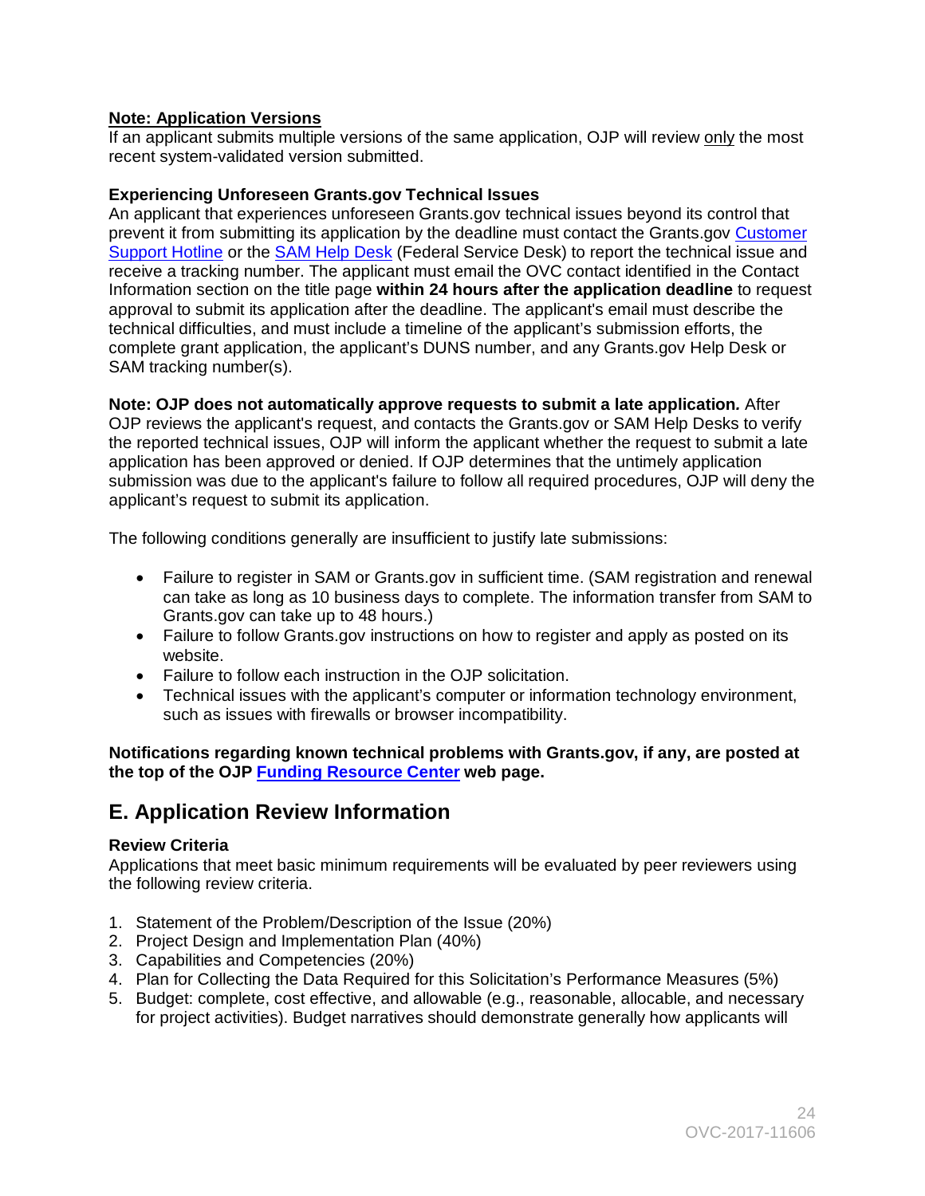**<u>Note: Application Versions</u>**
If an applicant submits multiple versions of the same application, OJP will review <u>only</u> the most recent system-validated version submitted.

**Experiencing Unforeseen Grants.gov Technical Issues**
An applicant that experiences unforeseen Grants.gov technical issues beyond its control that prevent it from submitting its application by the deadline must contact the Grants.gov [Customer Support Hotline]() or the [SAM Help Desk]() (Federal Service Desk) to report the technical issue and receive a tracking number. The applicant must email the OVC contact identified in the Contact Information section on the title page **within 24 hours after the application deadline** to request approval to submit its application after the deadline. The applicant's email must describe the technical difficulties, and must include a timeline of the applicant's submission efforts, the complete grant application, the applicant's DUNS number, and any Grants.gov Help Desk or SAM tracking number(s).

**Note: OJP does not automatically approve requests to submit a late application.** After OJP reviews the applicant's request, and contacts the Grants.gov or SAM Help Desks to verify the reported technical issues, OJP will inform the applicant whether the request to submit a late application has been approved or denied. If OJP determines that the untimely application submission was due to the applicant's failure to follow all required procedures, OJP will deny the applicant's request to submit its application.

The following conditions generally are insufficient to justify late submissions:

- Failure to register in SAM or Grants.gov in sufficient time. (SAM registration and renewal can take as long as 10 business days to complete. The information transfer from SAM to Grants.gov can take up to 48 hours.)
- Failure to follow Grants.gov instructions on how to register and apply as posted on its website.
- Failure to follow each instruction in the OJP solicitation.
- Technical issues with the applicant's computer or information technology environment, such as issues with firewalls or browser incompatibility.

**Notifications regarding known technical problems with Grants.gov, if any, are posted at the top of the OJP [Funding Resource Center]() web page.**

## E. Application Review Information

**Review Criteria**
Applications that meet basic minimum requirements will be evaluated by peer reviewers using the following review criteria.

1. Statement of the Problem/Description of the Issue (20%)
2. Project Design and Implementation Plan (40%)
3. Capabilities and Competencies (20%)
4. Plan for Collecting the Data Required for this Solicitation's Performance Measures (5%)
5. Budget: complete, cost effective, and allowable (e.g., reasonable, allocable, and necessary for project activities). Budget narratives should demonstrate generally how applicants will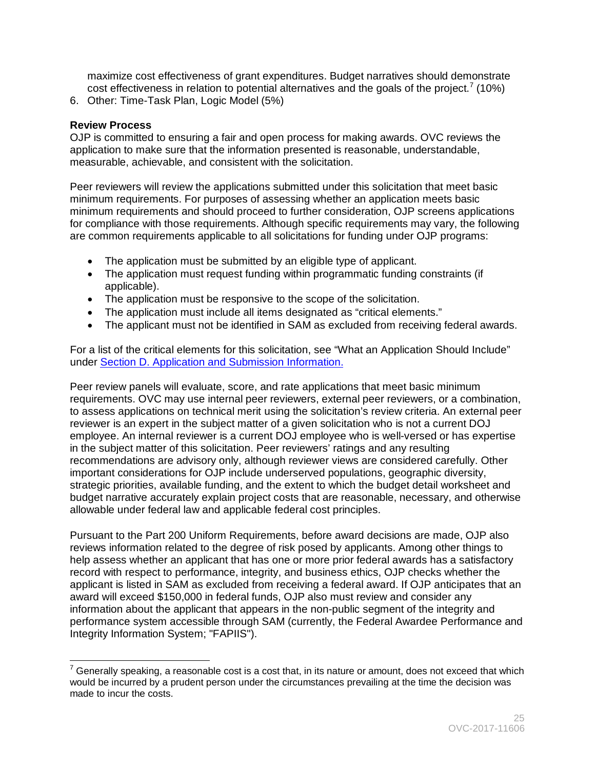maximize cost effectiveness of grant expenditures. Budget narratives should demonstrate cost effectiveness in relation to potential alternatives and the goals of the project.[7] (10%)

6. Other: Time-Task Plan, Logic Model (5%)

**Review Process**

OJP is committed to ensuring a fair and open process for making awards. OVC reviews the application to make sure that the information presented is reasonable, understandable, measurable, achievable, and consistent with the solicitation.

Peer reviewers will review the applications submitted under this solicitation that meet basic minimum requirements. For purposes of assessing whether an application meets basic minimum requirements and should proceed to further consideration, OJP screens applications for compliance with those requirements. Although specific requirements may vary, the following are common requirements applicable to all solicitations for funding under OJP programs:

- The application must be submitted by an eligible type of applicant.
- The application must request funding within programmatic funding constraints (if applicable).
- The application must be responsive to the scope of the solicitation.
- The application must include all items designated as "critical elements."
- The applicant must not be identified in SAM as excluded from receiving federal awards.

For a list of the critical elements for this solicitation, see "What an Application Should Include" under Section D. Application and Submission Information.

Peer review panels will evaluate, score, and rate applications that meet basic minimum requirements. OVC may use internal peer reviewers, external peer reviewers, or a combination, to assess applications on technical merit using the solicitation's review criteria. An external peer reviewer is an expert in the subject matter of a given solicitation who is not a current DOJ employee. An internal reviewer is a current DOJ employee who is well-versed or has expertise in the subject matter of this solicitation. Peer reviewers' ratings and any resulting recommendations are advisory only, although reviewer views are considered carefully. Other important considerations for OJP include underserved populations, geographic diversity, strategic priorities, available funding, and the extent to which the budget detail worksheet and budget narrative accurately explain project costs that are reasonable, necessary, and otherwise allowable under federal law and applicable federal cost principles.

Pursuant to the Part 200 Uniform Requirements, before award decisions are made, OJP also reviews information related to the degree of risk posed by applicants. Among other things to help assess whether an applicant that has one or more prior federal awards has a satisfactory record with respect to performance, integrity, and business ethics, OJP checks whether the applicant is listed in SAM as excluded from receiving a federal award. If OJP anticipates that an award will exceed $150,000 in federal funds, OJP also must review and consider any information about the applicant that appears in the non-public segment of the integrity and performance system accessible through SAM (currently, the Federal Awardee Performance and Integrity Information System; "FAPIIS").

---

[7] Generally speaking, a reasonable cost is a cost that, in its nature or amount, does not exceed that which would be incurred by a prudent person under the circumstances prevailing at the time the decision was made to incur the costs.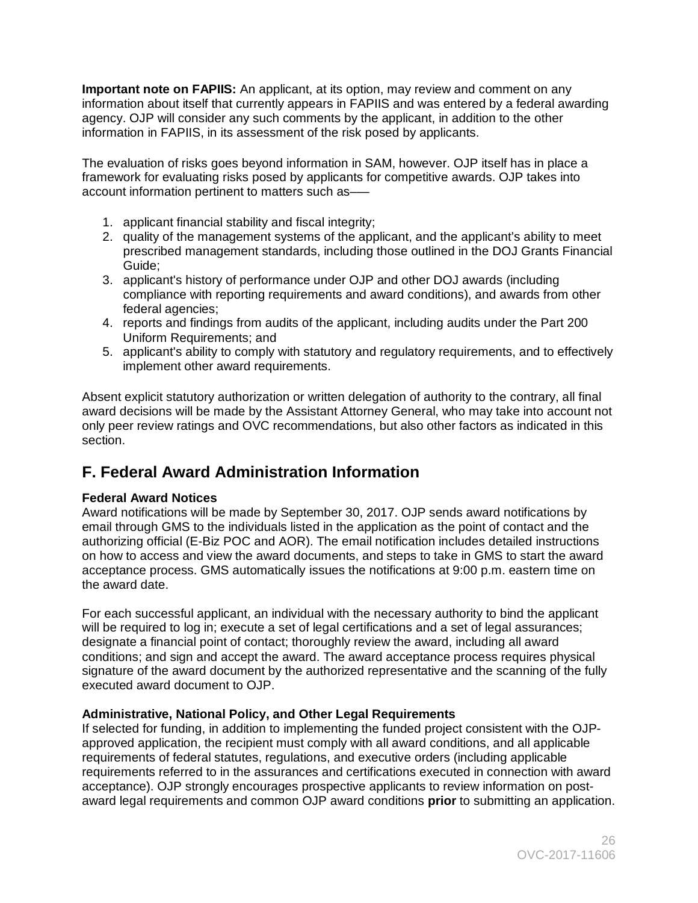**Important note on FAPIIS:** An applicant, at its option, may review and comment on any information about itself that currently appears in FAPIIS and was entered by a federal awarding agency. OJP will consider any such comments by the applicant, in addition to the other information in FAPIIS, in its assessment of the risk posed by applicants.

The evaluation of risks goes beyond information in SAM, however. OJP itself has in place a framework for evaluating risks posed by applicants for competitive awards. OJP takes into account information pertinent to matters such as––

1. applicant financial stability and fiscal integrity;
2. quality of the management systems of the applicant, and the applicant's ability to meet prescribed management standards, including those outlined in the DOJ Grants Financial Guide;
3. applicant's history of performance under OJP and other DOJ awards (including compliance with reporting requirements and award conditions), and awards from other federal agencies;
4. reports and findings from audits of the applicant, including audits under the Part 200 Uniform Requirements; and
5. applicant's ability to comply with statutory and regulatory requirements, and to effectively implement other award requirements.

Absent explicit statutory authorization or written delegation of authority to the contrary, all final award decisions will be made by the Assistant Attorney General, who may take into account not only peer review ratings and OVC recommendations, but also other factors as indicated in this section.

## F. Federal Award Administration Information

**Federal Award Notices**
Award notifications will be made by September 30, 2017. OJP sends award notifications by email through GMS to the individuals listed in the application as the point of contact and the authorizing official (E-Biz POC and AOR). The email notification includes detailed instructions on how to access and view the award documents, and steps to take in GMS to start the award acceptance process. GMS automatically issues the notifications at 9:00 p.m. eastern time on the award date.

For each successful applicant, an individual with the necessary authority to bind the applicant will be required to log in; execute a set of legal certifications and a set of legal assurances; designate a financial point of contact; thoroughly review the award, including all award conditions; and sign and accept the award. The award acceptance process requires physical signature of the award document by the authorized representative and the scanning of the fully executed award document to OJP.

**Administrative, National Policy, and Other Legal Requirements**
If selected for funding, in addition to implementing the funded project consistent with the OJP-approved application, the recipient must comply with all award conditions, and all applicable requirements of federal statutes, regulations, and executive orders (including applicable requirements referred to in the assurances and certifications executed in connection with award acceptance). OJP strongly encourages prospective applicants to review information on post-award legal requirements and common OJP award conditions **prior** to submitting an application.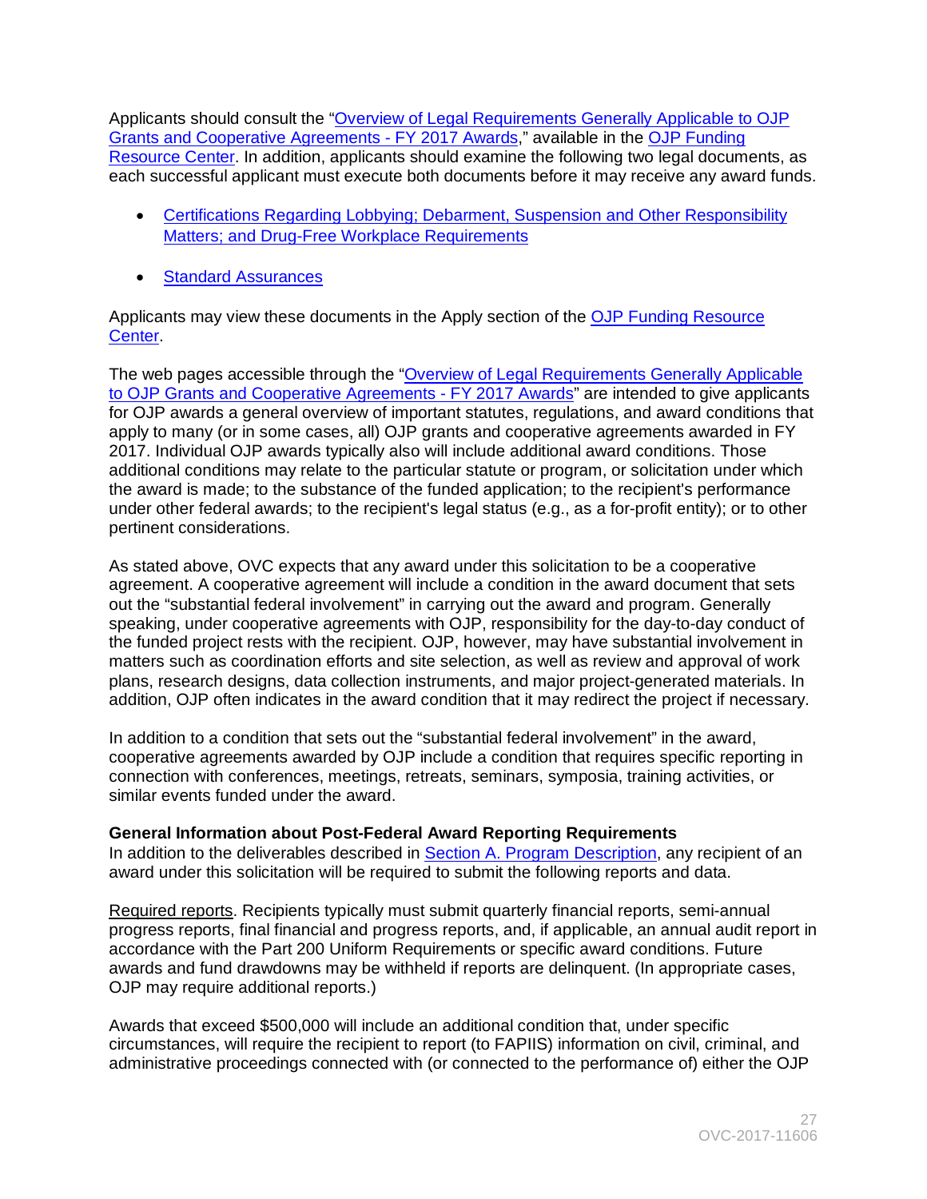Applicants should consult the "Overview of Legal Requirements Generally Applicable to OJP Grants and Cooperative Agreements - FY 2017 Awards," available in the OJP Funding Resource Center. In addition, applicants should examine the following two legal documents, as each successful applicant must execute both documents before it may receive any award funds.

- Certifications Regarding Lobbying; Debarment, Suspension and Other Responsibility Matters; and Drug-Free Workplace Requirements
- Standard Assurances

Applicants may view these documents in the Apply section of the OJP Funding Resource Center.

The web pages accessible through the "Overview of Legal Requirements Generally Applicable to OJP Grants and Cooperative Agreements - FY 2017 Awards" are intended to give applicants for OJP awards a general overview of important statutes, regulations, and award conditions that apply to many (or in some cases, all) OJP grants and cooperative agreements awarded in FY 2017. Individual OJP awards typically also will include additional award conditions. Those additional conditions may relate to the particular statute or program, or solicitation under which the award is made; to the substance of the funded application; to the recipient's performance under other federal awards; to the recipient's legal status (e.g., as a for-profit entity); or to other pertinent considerations.

As stated above, OVC expects that any award under this solicitation to be a cooperative agreement. A cooperative agreement will include a condition in the award document that sets out the "substantial federal involvement" in carrying out the award and program. Generally speaking, under cooperative agreements with OJP, responsibility for the day-to-day conduct of the funded project rests with the recipient. OJP, however, may have substantial involvement in matters such as coordination efforts and site selection, as well as review and approval of work plans, research designs, data collection instruments, and major project-generated materials. In addition, OJP often indicates in the award condition that it may redirect the project if necessary.

In addition to a condition that sets out the "substantial federal involvement" in the award, cooperative agreements awarded by OJP include a condition that requires specific reporting in connection with conferences, meetings, retreats, seminars, symposia, training activities, or similar events funded under the award.

**General Information about Post-Federal Award Reporting Requirements**
In addition to the deliverables described in Section A. Program Description, any recipient of an award under this solicitation will be required to submit the following reports and data.

Required reports. Recipients typically must submit quarterly financial reports, semi-annual progress reports, final financial and progress reports, and, if applicable, an annual audit report in accordance with the Part 200 Uniform Requirements or specific award conditions. Future awards and fund drawdowns may be withheld if reports are delinquent. (In appropriate cases, OJP may require additional reports.)

Awards that exceed $500,000 will include an additional condition that, under specific circumstances, will require the recipient to report (to FAPIIS) information on civil, criminal, and administrative proceedings connected with (or connected to the performance of) either the OJP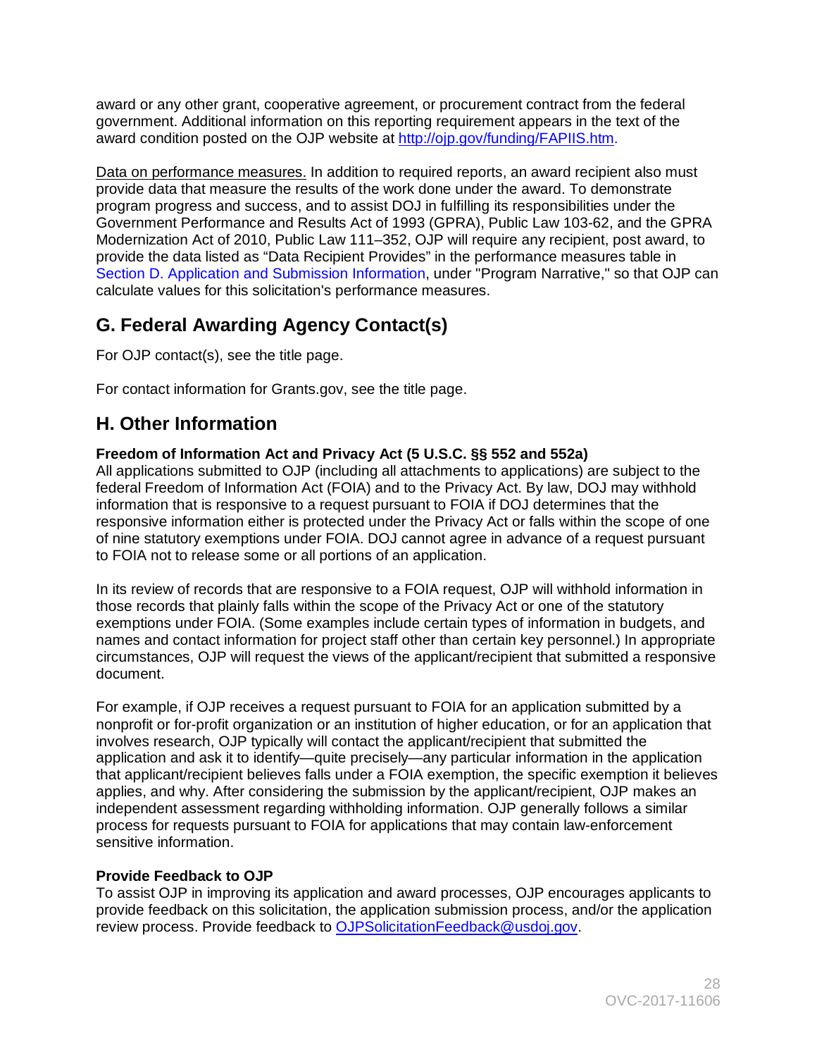award or any other grant, cooperative agreement, or procurement contract from the federal government. Additional information on this reporting requirement appears in the text of the award condition posted on the OJP website at [http://ojp.gov/funding/FAPIIS.htm](http://ojp.gov/funding/FAPIIS.htm).

Data on performance measures. In addition to required reports, an award recipient also must provide data that measure the results of the work done under the award. To demonstrate program progress and success, and to assist DOJ in fulfilling its responsibilities under the Government Performance and Results Act of 1993 (GPRA), Public Law 103-62, and the GPRA Modernization Act of 2010, Public Law 111–352, OJP will require any recipient, post award, to provide the data listed as "Data Recipient Provides" in the performance measures table in Section D. Application and Submission Information, under "Program Narrative," so that OJP can calculate values for this solicitation's performance measures.

## G. Federal Awarding Agency Contact(s)

For OJP contact(s), see the title page.

For contact information for Grants.gov, see the title page.

## H. Other Information

**Freedom of Information Act and Privacy Act (5 U.S.C. §§ 552 and 552a)**
All applications submitted to OJP (including all attachments to applications) are subject to the federal Freedom of Information Act (FOIA) and to the Privacy Act. By law, DOJ may withhold information that is responsive to a request pursuant to FOIA if DOJ determines that the responsive information either is protected under the Privacy Act or falls within the scope of one of nine statutory exemptions under FOIA. DOJ cannot agree in advance of a request pursuant to FOIA not to release some or all portions of an application.

In its review of records that are responsive to a FOIA request, OJP will withhold information in those records that plainly falls within the scope of the Privacy Act or one of the statutory exemptions under FOIA. (Some examples include certain types of information in budgets, and names and contact information for project staff other than certain key personnel.) In appropriate circumstances, OJP will request the views of the applicant/recipient that submitted a responsive document.

For example, if OJP receives a request pursuant to FOIA for an application submitted by a nonprofit or for-profit organization or an institution of higher education, or for an application that involves research, OJP typically will contact the applicant/recipient that submitted the application and ask it to identify—quite precisely—any particular information in the application that applicant/recipient believes falls under a FOIA exemption, the specific exemption it believes applies, and why. After considering the submission by the applicant/recipient, OJP makes an independent assessment regarding withholding information. OJP generally follows a similar process for requests pursuant to FOIA for applications that may contain law-enforcement sensitive information.

**Provide Feedback to OJP**
To assist OJP in improving its application and award processes, OJP encourages applicants to provide feedback on this solicitation, the application submission process, and/or the application review process. Provide feedback to [OJPSolicitationFeedback@usdoj.gov](mailto:OJPSolicitationFeedback@usdoj.gov).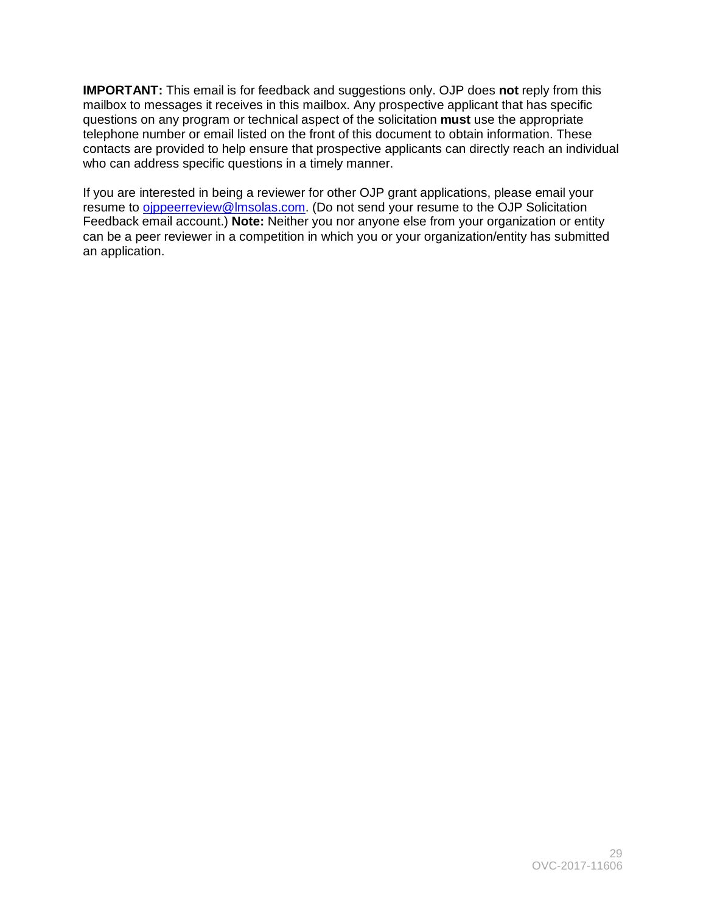**IMPORTANT:** This email is for feedback and suggestions only. OJP does **not** reply from this mailbox to messages it receives in this mailbox. Any prospective applicant that has specific questions on any program or technical aspect of the solicitation **must** use the appropriate telephone number or email listed on the front of this document to obtain information. These contacts are provided to help ensure that prospective applicants can directly reach an individual who can address specific questions in a timely manner.

If you are interested in being a reviewer for other OJP grant applications, please email your resume to ojppeerreview@lmsolas.com. (Do not send your resume to the OJP Solicitation Feedback email account.) **Note:** Neither you nor anyone else from your organization or entity can be a peer reviewer in a competition in which you or your organization/entity has submitted an application.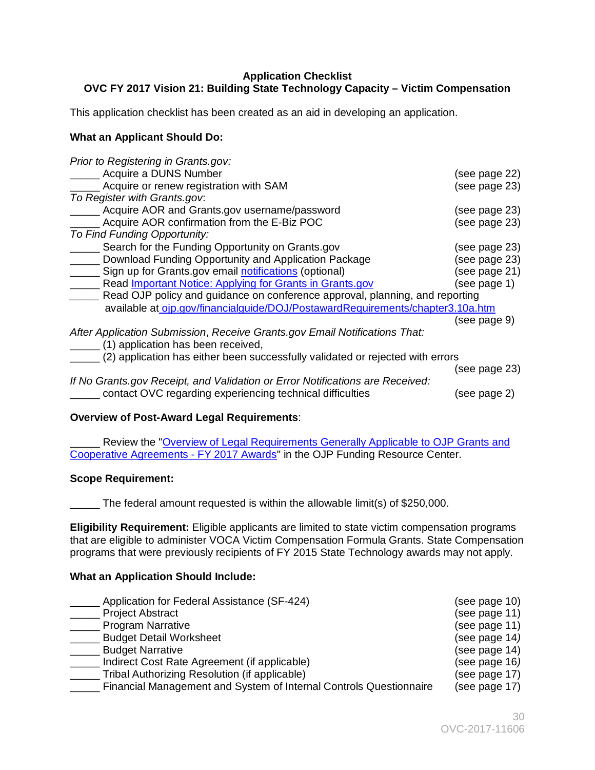**Application Checklist**
**OVC FY 2017 Vision 21: Building State Technology Capacity – Victim Compensation**

This application checklist has been created as an aid in developing an application.

**What an Applicant Should Do:**

*Prior to Registering in Grants.gov:*

_____ Acquire a DUNS Number (see page 22)
_____ Acquire or renew registration with SAM (see page 23)

*To Register with Grants.gov:*

_____ Acquire AOR and Grants.gov username/password (see page 23)
_____ Acquire AOR confirmation from the E-Biz POC (see page 23)

*To Find Funding Opportunity:*

_____ Search for the Funding Opportunity on Grants.gov (see page 23)
_____ Download Funding Opportunity and Application Package (see page 23)
_____ Sign up for Grants.gov email notifications (optional) (see page 21)
_____ Read Important Notice: Applying for Grants in Grants.gov (see page 1)
_____ Read OJP policy and guidance on conference approval, planning, and reporting available at ojp.gov/financialguide/DOJ/PostawardRequirements/chapter3.10a.htm (see page 9)

*After Application Submission, Receive Grants.gov Email Notifications That:*

_____ (1) application has been received,
_____ (2) application has either been successfully validated or rejected with errors (see page 23)

*If No Grants.gov Receipt, and Validation or Error Notifications are Received:*

_____ contact OVC regarding experiencing technical difficulties (see page 2)

**Overview of Post-Award Legal Requirements**:

_____ Review the "Overview of Legal Requirements Generally Applicable to OJP Grants and Cooperative Agreements - FY 2017 Awards" in the OJP Funding Resource Center.

**Scope Requirement:**

_____ The federal amount requested is within the allowable limit(s) of $250,000.

**Eligibility Requirement:** Eligible applicants are limited to state victim compensation programs that are eligible to administer VOCA Victim Compensation Formula Grants. State Compensation programs that were previously recipients of FY 2015 State Technology awards may not apply.

**What an Application Should Include:**

_____ Application for Federal Assistance (SF-424) (see page 10)
_____ Project Abstract (see page 11)
_____ Program Narrative (see page 11)
_____ Budget Detail Worksheet (see page 14)
_____ Budget Narrative (see page 14)
_____ Indirect Cost Rate Agreement (if applicable) (see page 16)
_____ Tribal Authorizing Resolution (if applicable) (see page 17)
_____ Financial Management and System of Internal Controls Questionnaire (see page 17)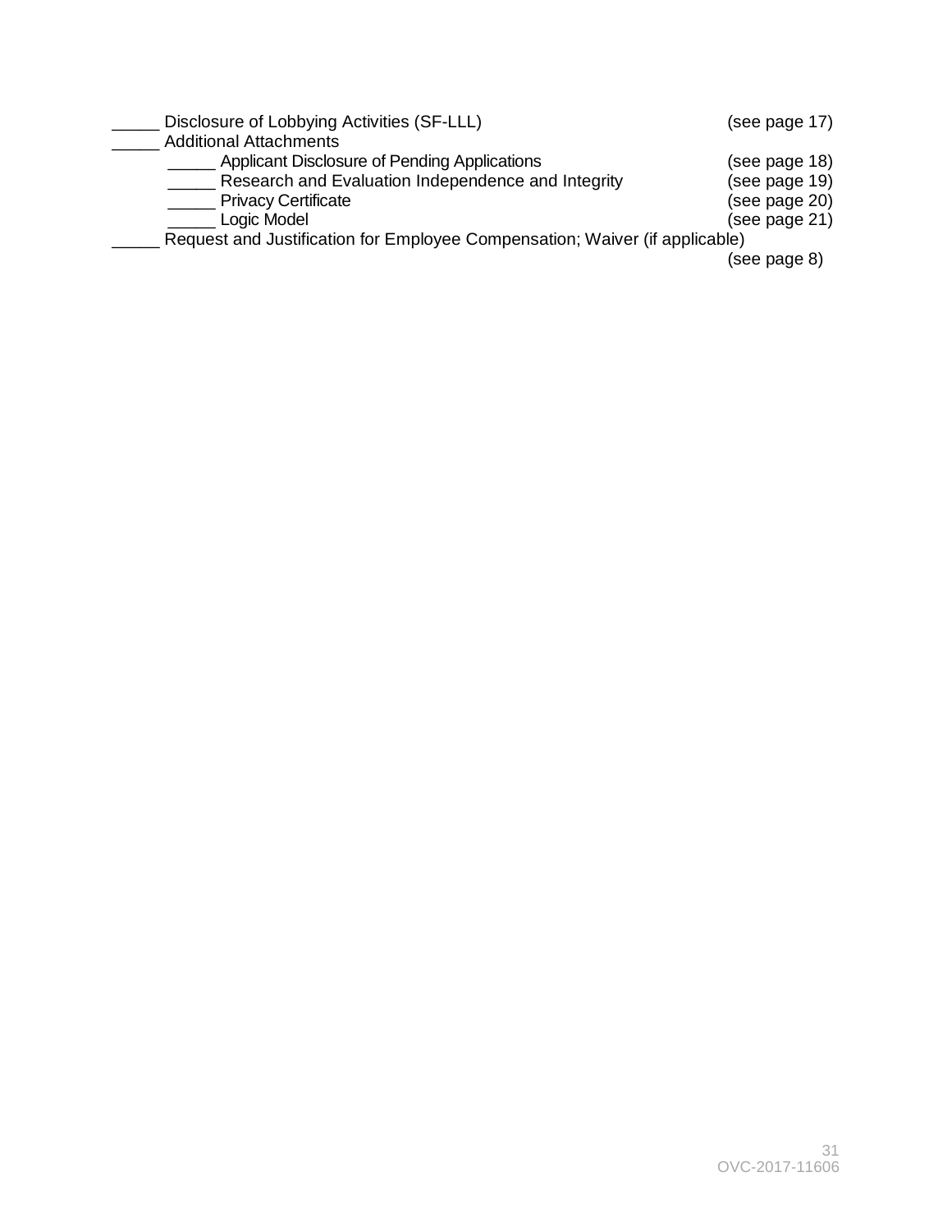_____ Disclosure of Lobbying Activities (SF-LLL) (see page 17)

_____ Additional Attachments

    _____ Applicant Disclosure of Pending Applications (see page 18)

    _____ Research and Evaluation Independence and Integrity (see page 19)

    _____ Privacy Certificate (see page 20)

    _____ Logic Model (see page 21)

_____ Request and Justification for Employee Compensation; Waiver (if applicable) (see page 8)